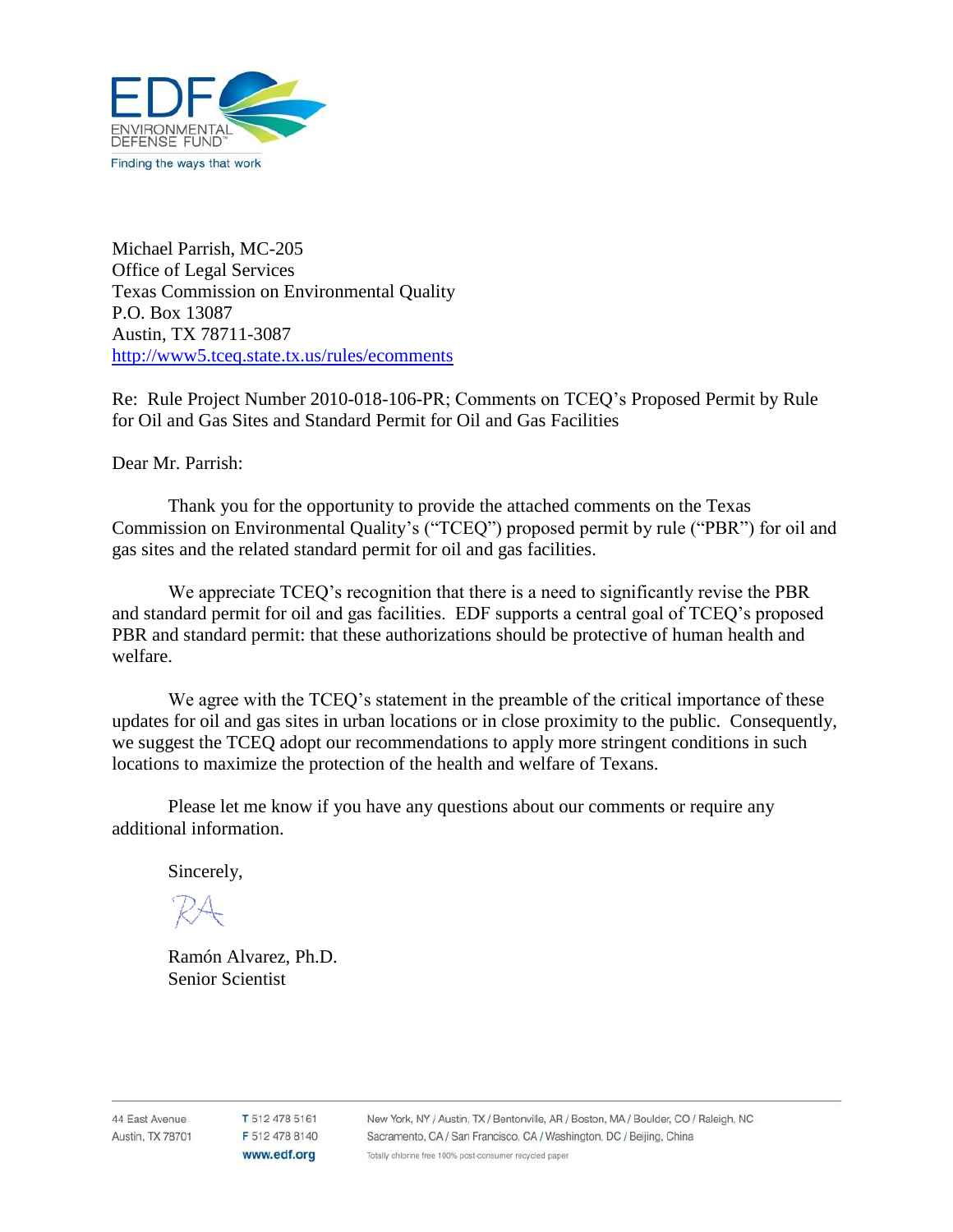Michael Parrish, MC-205
Office of Legal Services
Texas Commission on Environmental Quality
P.O. Box 13087
Austin, TX 78711-3087
http://www5.tceq.state.tx.us/rules/ecomments

Re: Rule Project Number 2010-018-106-PR; Comments on TCEQ's Proposed Permit by Rule for Oil and Gas Sites and Standard Permit for Oil and Gas Facilities

Dear Mr. Parrish:

Thank you for the opportunity to provide the attached comments on the Texas Commission on Environmental Quality's ("TCEQ") proposed permit by rule ("PBR") for oil and gas sites and the related standard permit for oil and gas facilities.

We appreciate TCEQ's recognition that there is a need to significantly revise the PBR and standard permit for oil and gas facilities. EDF supports a central goal of TCEQ's proposed PBR and standard permit: that these authorizations should be protective of human health and welfare.

We agree with the TCEQ's statement in the preamble of the critical importance of these updates for oil and gas sites in urban locations or in close proximity to the public. Consequently, we suggest the TCEQ adopt our recommendations to apply more stringent conditions in such locations to maximize the protection of the health and welfare of Texans.

Please let me know if you have any questions about our comments or require any additional information.

Sincerely,

RA

Ramón Alvarez, Ph.D.
Senior Scientist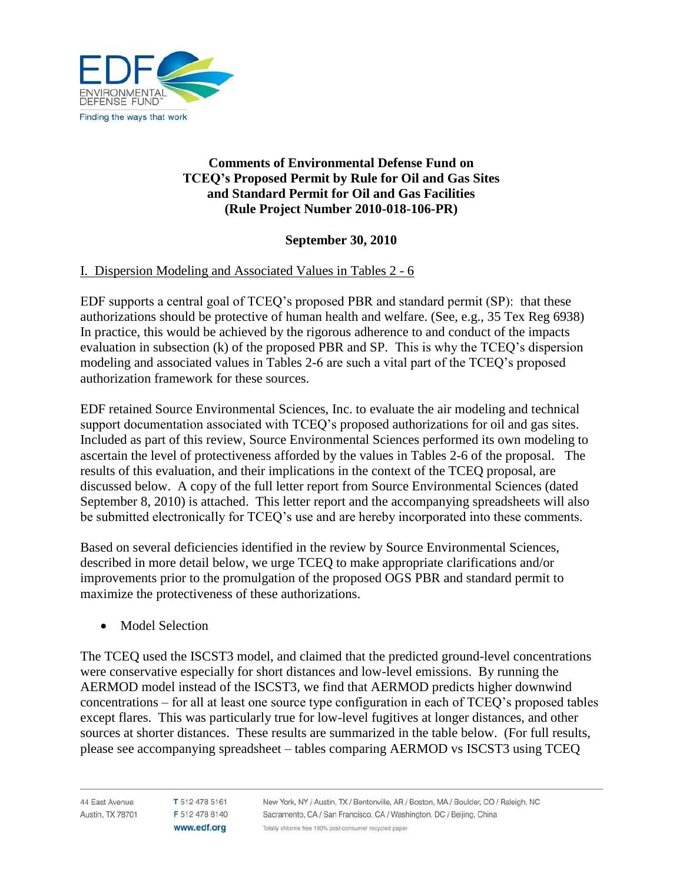## Comments of Environmental Defense Fund on TCEQ's Proposed Permit by Rule for Oil and Gas Sites and Standard Permit for Oil and Gas Facilities (Rule Project Number 2010-018-106-PR)

**September 30, 2010**

### I. Dispersion Modeling and Associated Values in Tables 2 - 6

EDF supports a central goal of TCEQ's proposed PBR and standard permit (SP): that these authorizations should be protective of human health and welfare. (See, e.g., 35 Tex Reg 6938) In practice, this would be achieved by the rigorous adherence to and conduct of the impacts evaluation in subsection (k) of the proposed PBR and SP. This is why the TCEQ's dispersion modeling and associated values in Tables 2-6 are such a vital part of the TCEQ's proposed authorization framework for these sources.

EDF retained Source Environmental Sciences, Inc. to evaluate the air modeling and technical support documentation associated with TCEQ's proposed authorizations for oil and gas sites. Included as part of this review, Source Environmental Sciences performed its own modeling to ascertain the level of protectiveness afforded by the values in Tables 2-6 of the proposal. The results of this evaluation, and their implications in the context of the TCEQ proposal, are discussed below. A copy of the full letter report from Source Environmental Sciences (dated September 8, 2010) is attached. This letter report and the accompanying spreadsheets will also be submitted electronically for TCEQ's use and are hereby incorporated into these comments.

Based on several deficiencies identified in the review by Source Environmental Sciences, described in more detail below, we urge TCEQ to make appropriate clarifications and/or improvements prior to the promulgation of the proposed OGS PBR and standard permit to maximize the protectiveness of these authorizations.

- Model Selection

The TCEQ used the ISCST3 model, and claimed that the predicted ground-level concentrations were conservative especially for short distances and low-level emissions. By running the AERMOD model instead of the ISCST3, we find that AERMOD predicts higher downwind concentrations – for all at least one source type configuration in each of TCEQ's proposed tables except flares. This was particularly true for low-level fugitives at longer distances, and other sources at shorter distances. These results are summarized in the table below. (For full results, please see accompanying spreadsheet – tables comparing AERMOD vs ISCST3 using TCEQ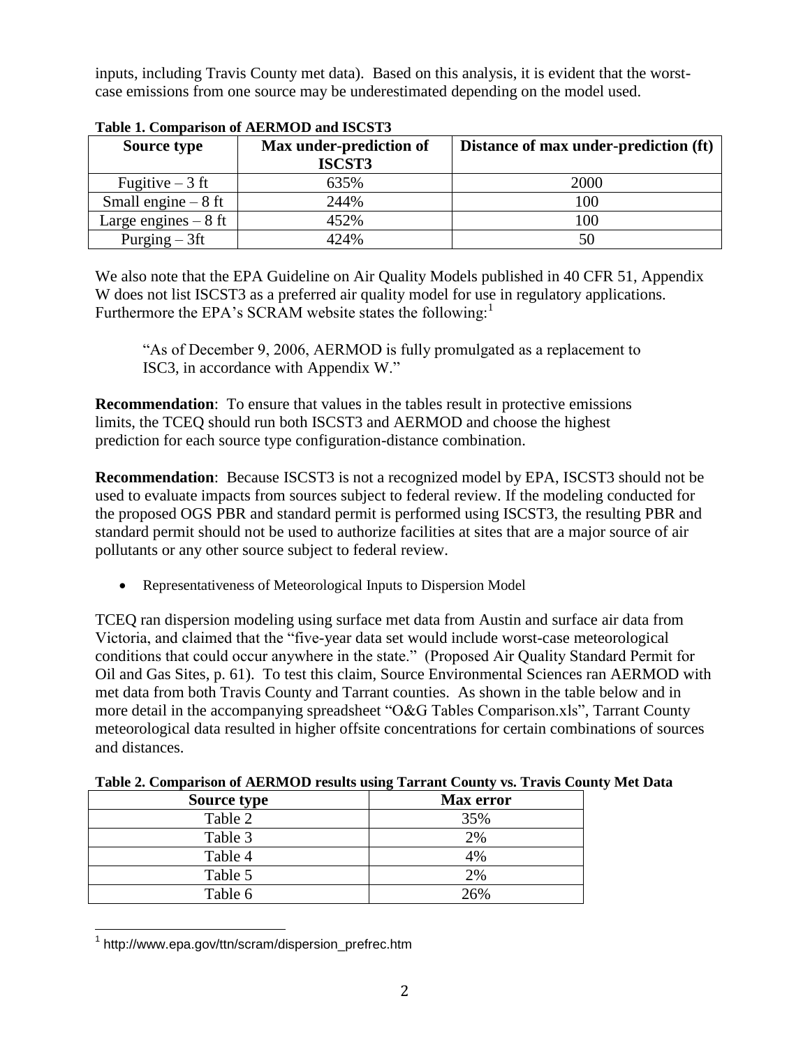inputs, including Travis County met data). Based on this analysis, it is evident that the worst-case emissions from one source may be underestimated depending on the model used.

**Table 1. Comparison of AERMOD and ISCST3**

| Source type | Max under-prediction of ISCST3 | Distance of max under-prediction (ft) |
|---|---|---|
| Fugitive – 3 ft | 635% | 2000 |
| Small engine – 8 ft | 244% | 100 |
| Large engines – 8 ft | 452% | 100 |
| Purging – 3ft | 424% | 50 |

We also note that the EPA Guideline on Air Quality Models published in 40 CFR 51, Appendix W does not list ISCST3 as a preferred air quality model for use in regulatory applications. Furthermore the EPA's SCRAM website states the following:[1]

> "As of December 9, 2006, AERMOD is fully promulgated as a replacement to ISC3, in accordance with Appendix W."

**Recommendation**: To ensure that values in the tables result in protective emissions limits, the TCEQ should run both ISCST3 and AERMOD and choose the highest prediction for each source type configuration-distance combination.

**Recommendation**: Because ISCST3 is not a recognized model by EPA, ISCST3 should not be used to evaluate impacts from sources subject to federal review. If the modeling conducted for the proposed OGS PBR and standard permit is performed using ISCST3, the resulting PBR and standard permit should not be used to authorize facilities at sites that are a major source of air pollutants or any other source subject to federal review.

- Representativeness of Meteorological Inputs to Dispersion Model

TCEQ ran dispersion modeling using surface met data from Austin and surface air data from Victoria, and claimed that the "five-year data set would include worst-case meteorological conditions that could occur anywhere in the state." (Proposed Air Quality Standard Permit for Oil and Gas Sites, p. 61). To test this claim, Source Environmental Sciences ran AERMOD with met data from both Travis County and Tarrant counties. As shown in the table below and in more detail in the accompanying spreadsheet "O&G Tables Comparison.xls", Tarrant County meteorological data resulted in higher offsite concentrations for certain combinations of sources and distances.

**Table 2. Comparison of AERMOD results using Tarrant County vs. Travis County Met Data**

| Source type | Max error |
|---|---|
| Table 2 | 35% |
| Table 3 | 2% |
| Table 4 | 4% |
| Table 5 | 2% |
| Table 6 | 26% |

[1] http://www.epa.gov/ttn/scram/dispersion_prefrec.htm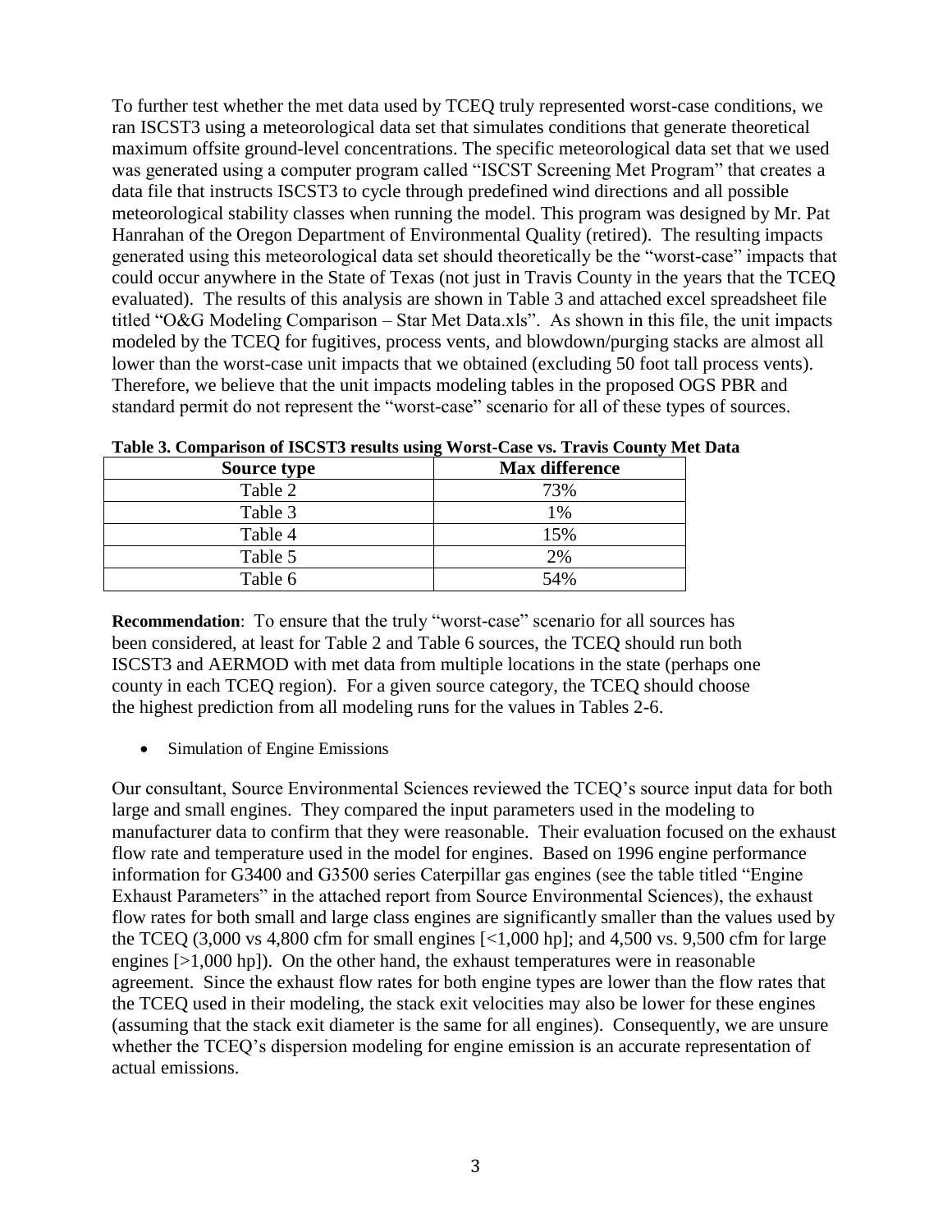To further test whether the met data used by TCEQ truly represented worst-case conditions, we ran ISCST3 using a meteorological data set that simulates conditions that generate theoretical maximum offsite ground-level concentrations. The specific meteorological data set that we used was generated using a computer program called "ISCST Screening Met Program" that creates a data file that instructs ISCST3 to cycle through predefined wind directions and all possible meteorological stability classes when running the model. This program was designed by Mr. Pat Hanrahan of the Oregon Department of Environmental Quality (retired). The resulting impacts generated using this meteorological data set should theoretically be the "worst-case" impacts that could occur anywhere in the State of Texas (not just in Travis County in the years that the TCEQ evaluated). The results of this analysis are shown in Table 3 and attached excel spreadsheet file titled "O&G Modeling Comparison – Star Met Data.xls". As shown in this file, the unit impacts modeled by the TCEQ for fugitives, process vents, and blowdown/purging stacks are almost all lower than the worst-case unit impacts that we obtained (excluding 50 foot tall process vents). Therefore, we believe that the unit impacts modeling tables in the proposed OGS PBR and standard permit do not represent the "worst-case" scenario for all of these types of sources.

**Table 3. Comparison of ISCST3 results using Worst-Case vs. Travis County Met Data**

| Source type | Max difference |
|---|---|
| Table 2 | 73% |
| Table 3 | 1% |
| Table 4 | 15% |
| Table 5 | 2% |
| Table 6 | 54% |

**Recommendation**: To ensure that the truly "worst-case" scenario for all sources has been considered, at least for Table 2 and Table 6 sources, the TCEQ should run both ISCST3 and AERMOD with met data from multiple locations in the state (perhaps one county in each TCEQ region). For a given source category, the TCEQ should choose the highest prediction from all modeling runs for the values in Tables 2-6.

- Simulation of Engine Emissions

Our consultant, Source Environmental Sciences reviewed the TCEQ's source input data for both large and small engines. They compared the input parameters used in the modeling to manufacturer data to confirm that they were reasonable. Their evaluation focused on the exhaust flow rate and temperature used in the model for engines. Based on 1996 engine performance information for G3400 and G3500 series Caterpillar gas engines (see the table titled "Engine Exhaust Parameters" in the attached report from Source Environmental Sciences), the exhaust flow rates for both small and large class engines are significantly smaller than the values used by the TCEQ (3,000 vs 4,800 cfm for small engines [<1,000 hp]; and 4,500 vs. 9,500 cfm for large engines [>1,000 hp]). On the other hand, the exhaust temperatures were in reasonable agreement. Since the exhaust flow rates for both engine types are lower than the flow rates that the TCEQ used in their modeling, the stack exit velocities may also be lower for these engines (assuming that the stack exit diameter is the same for all engines). Consequently, we are unsure whether the TCEQ's dispersion modeling for engine emission is an accurate representation of actual emissions.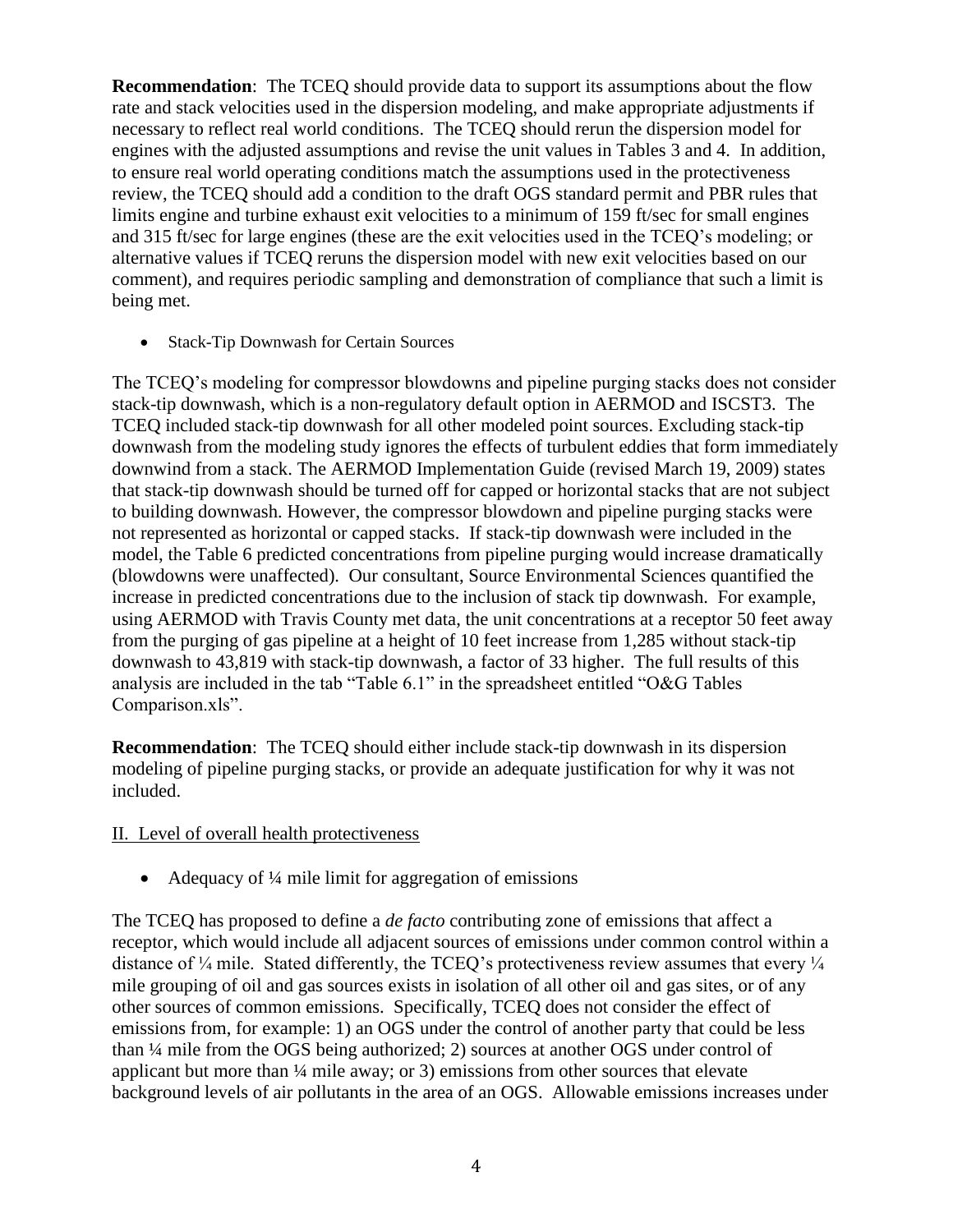**Recommendation**: The TCEQ should provide data to support its assumptions about the flow rate and stack velocities used in the dispersion modeling, and make appropriate adjustments if necessary to reflect real world conditions. The TCEQ should rerun the dispersion model for engines with the adjusted assumptions and revise the unit values in Tables 3 and 4. In addition, to ensure real world operating conditions match the assumptions used in the protectiveness review, the TCEQ should add a condition to the draft OGS standard permit and PBR rules that limits engine and turbine exhaust exit velocities to a minimum of 159 ft/sec for small engines and 315 ft/sec for large engines (these are the exit velocities used in the TCEQ's modeling; or alternative values if TCEQ reruns the dispersion model with new exit velocities based on our comment), and requires periodic sampling and demonstration of compliance that such a limit is being met.

- Stack-Tip Downwash for Certain Sources

The TCEQ's modeling for compressor blowdowns and pipeline purging stacks does not consider stack-tip downwash, which is a non-regulatory default option in AERMOD and ISCST3. The TCEQ included stack-tip downwash for all other modeled point sources. Excluding stack-tip downwash from the modeling study ignores the effects of turbulent eddies that form immediately downwind from a stack. The AERMOD Implementation Guide (revised March 19, 2009) states that stack-tip downwash should be turned off for capped or horizontal stacks that are not subject to building downwash. However, the compressor blowdown and pipeline purging stacks were not represented as horizontal or capped stacks. If stack-tip downwash were included in the model, the Table 6 predicted concentrations from pipeline purging would increase dramatically (blowdowns were unaffected). Our consultant, Source Environmental Sciences quantified the increase in predicted concentrations due to the inclusion of stack tip downwash. For example, using AERMOD with Travis County met data, the unit concentrations at a receptor 50 feet away from the purging of gas pipeline at a height of 10 feet increase from 1,285 without stack-tip downwash to 43,819 with stack-tip downwash, a factor of 33 higher. The full results of this analysis are included in the tab "Table 6.1" in the spreadsheet entitled "O&G Tables Comparison.xls".

**Recommendation**: The TCEQ should either include stack-tip downwash in its dispersion modeling of pipeline purging stacks, or provide an adequate justification for why it was not included.

## II. Level of overall health protectiveness

- Adequacy of ¼ mile limit for aggregation of emissions

The TCEQ has proposed to define a *de facto* contributing zone of emissions that affect a receptor, which would include all adjacent sources of emissions under common control within a distance of ¼ mile. Stated differently, the TCEQ's protectiveness review assumes that every ¼ mile grouping of oil and gas sources exists in isolation of all other oil and gas sites, or of any other sources of common emissions. Specifically, TCEQ does not consider the effect of emissions from, for example: 1) an OGS under the control of another party that could be less than ¼ mile from the OGS being authorized; 2) sources at another OGS under control of applicant but more than ¼ mile away; or 3) emissions from other sources that elevate background levels of air pollutants in the area of an OGS. Allowable emissions increases under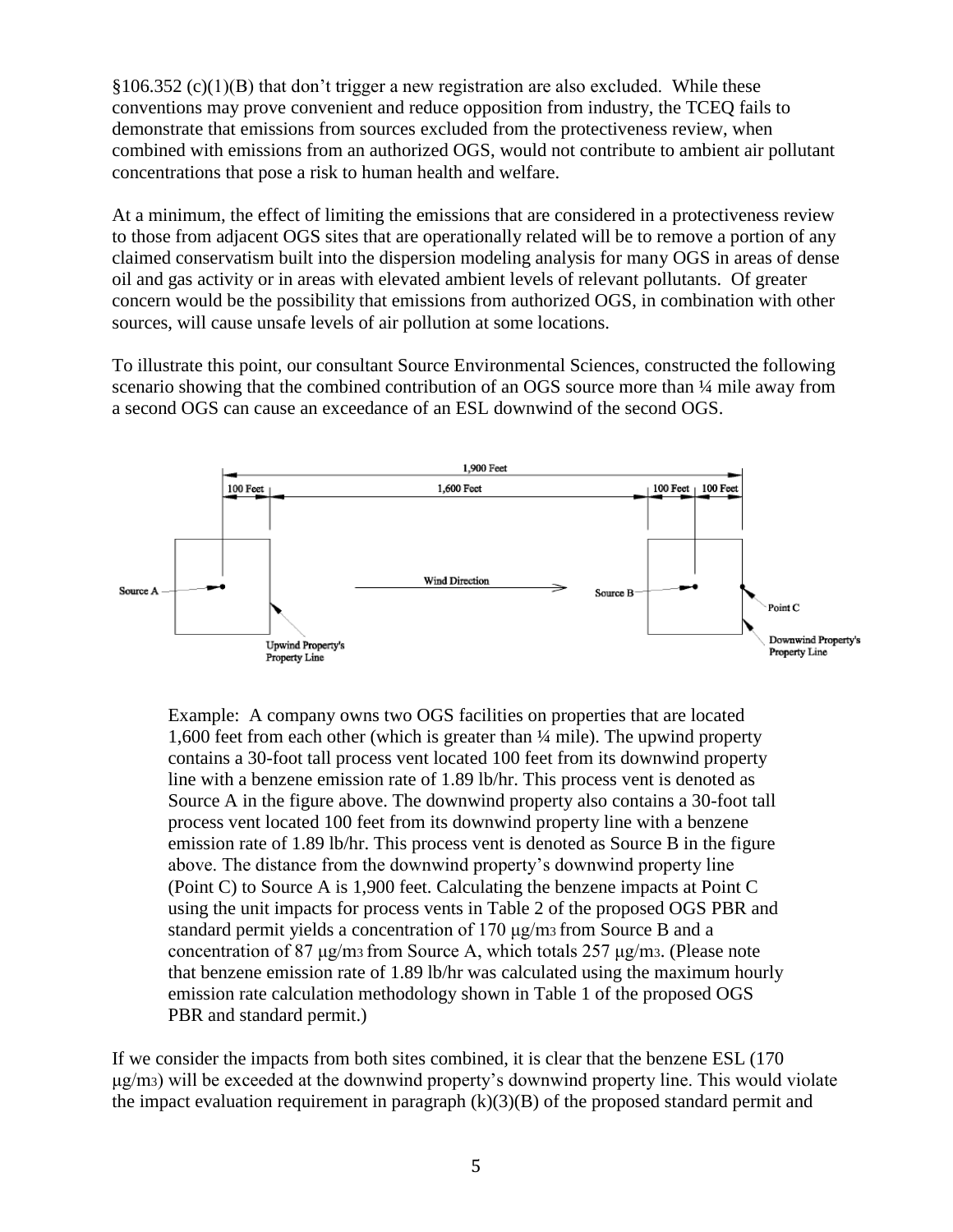§106.352 (c)(1)(B) that don't trigger a new registration are also excluded. While these conventions may prove convenient and reduce opposition from industry, the TCEQ fails to demonstrate that emissions from sources excluded from the protectiveness review, when combined with emissions from an authorized OGS, would not contribute to ambient air pollutant concentrations that pose a risk to human health and welfare.

At a minimum, the effect of limiting the emissions that are considered in a protectiveness review to those from adjacent OGS sites that are operationally related will be to remove a portion of any claimed conservatism built into the dispersion modeling analysis for many OGS in areas of dense oil and gas activity or in areas with elevated ambient levels of relevant pollutants. Of greater concern would be the possibility that emissions from authorized OGS, in combination with other sources, will cause unsafe levels of air pollution at some locations.

To illustrate this point, our consultant Source Environmental Sciences, constructed the following scenario showing that the combined contribution of an OGS source more than ¼ mile away from a second OGS can cause an exceedance of an ESL downwind of the second OGS.

1,900 Feet

100 Feet | 1,600 Feet | 100 Feet | 100 Feet

Source A | Wind Direction | Source B | Point C

Upwind Property's Property Line | Downwind Property's Property Line

> Example: A company owns two OGS facilities on properties that are located 1,600 feet from each other (which is greater than ¼ mile). The upwind property contains a 30-foot tall process vent located 100 feet from its downwind property line with a benzene emission rate of 1.89 lb/hr. This process vent is denoted as Source A in the figure above. The downwind property also contains a 30-foot tall process vent located 100 feet from its downwind property line with a benzene emission rate of 1.89 lb/hr. This process vent is denoted as Source B in the figure above. The distance from the downwind property's downwind property line (Point C) to Source A is 1,900 feet. Calculating the benzene impacts at Point C using the unit impacts for process vents in Table 2 of the proposed OGS PBR and standard permit yields a concentration of 170 μg/m$^3$ from Source B and a concentration of 87 μg/m$^3$ from Source A, which totals 257 μg/m$^3$. (Please note that benzene emission rate of 1.89 lb/hr was calculated using the maximum hourly emission rate calculation methodology shown in Table 1 of the proposed OGS PBR and standard permit.)

If we consider the impacts from both sites combined, it is clear that the benzene ESL (170 μg/m$^3$) will be exceeded at the downwind property's downwind property line. This would violate the impact evaluation requirement in paragraph (k)(3)(B) of the proposed standard permit and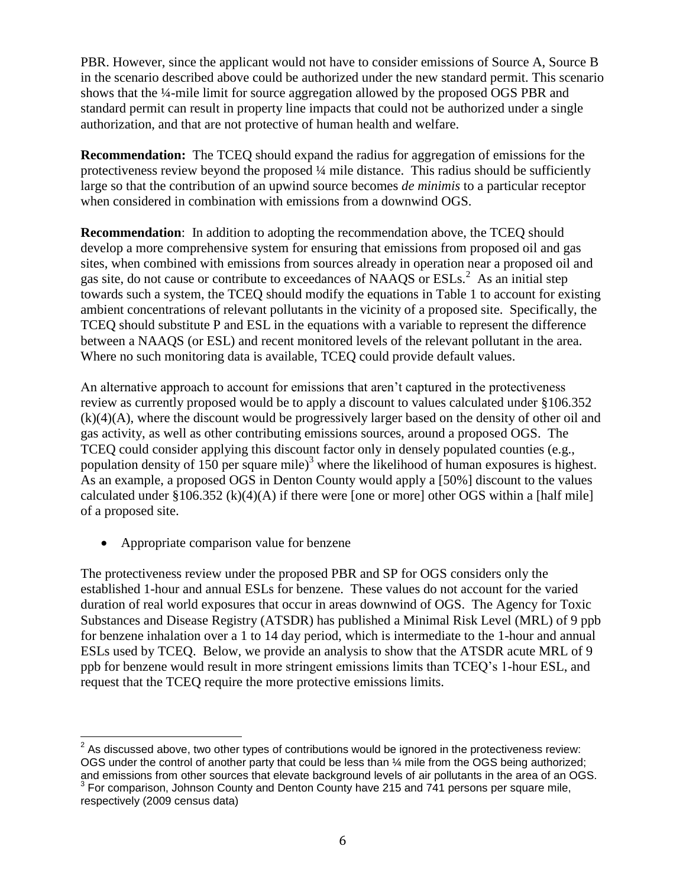PBR. However, since the applicant would not have to consider emissions of Source A, Source B in the scenario described above could be authorized under the new standard permit. This scenario shows that the ¼-mile limit for source aggregation allowed by the proposed OGS PBR and standard permit can result in property line impacts that could not be authorized under a single authorization, and that are not protective of human health and welfare.

**Recommendation:** The TCEQ should expand the radius for aggregation of emissions for the protectiveness review beyond the proposed ¼ mile distance. This radius should be sufficiently large so that the contribution of an upwind source becomes *de minimis* to a particular receptor when considered in combination with emissions from a downwind OGS.

**Recommendation**: In addition to adopting the recommendation above, the TCEQ should develop a more comprehensive system for ensuring that emissions from proposed oil and gas sites, when combined with emissions from sources already in operation near a proposed oil and gas site, do not cause or contribute to exceedances of NAAQS or ESLs.[2] As an initial step towards such a system, the TCEQ should modify the equations in Table 1 to account for existing ambient concentrations of relevant pollutants in the vicinity of a proposed site. Specifically, the TCEQ should substitute P and ESL in the equations with a variable to represent the difference between a NAAQS (or ESL) and recent monitored levels of the relevant pollutant in the area. Where no such monitoring data is available, TCEQ could provide default values.

An alternative approach to account for emissions that aren't captured in the protectiveness review as currently proposed would be to apply a discount to values calculated under §106.352 (k)(4)(A), where the discount would be progressively larger based on the density of other oil and gas activity, as well as other contributing emissions sources, around a proposed OGS. The TCEQ could consider applying this discount factor only in densely populated counties (e.g., population density of 150 per square mile)[3] where the likelihood of human exposures is highest. As an example, a proposed OGS in Denton County would apply a [50%] discount to the values calculated under §106.352 (k)(4)(A) if there were [one or more] other OGS within a [half mile] of a proposed site.

- Appropriate comparison value for benzene

The protectiveness review under the proposed PBR and SP for OGS considers only the established 1-hour and annual ESLs for benzene. These values do not account for the varied duration of real world exposures that occur in areas downwind of OGS. The Agency for Toxic Substances and Disease Registry (ATSDR) has published a Minimal Risk Level (MRL) of 9 ppb for benzene inhalation over a 1 to 14 day period, which is intermediate to the 1-hour and annual ESLs used by TCEQ. Below, we provide an analysis to show that the ATSDR acute MRL of 9 ppb for benzene would result in more stringent emissions limits than TCEQ's 1-hour ESL, and request that the TCEQ require the more protective emissions limits.

---

[2] As discussed above, two other types of contributions would be ignored in the protectiveness review: OGS under the control of another party that could be less than ¼ mile from the OGS being authorized; and emissions from other sources that elevate background levels of air pollutants in the area of an OGS.

[3] For comparison, Johnson County and Denton County have 215 and 741 persons per square mile, respectively (2009 census data)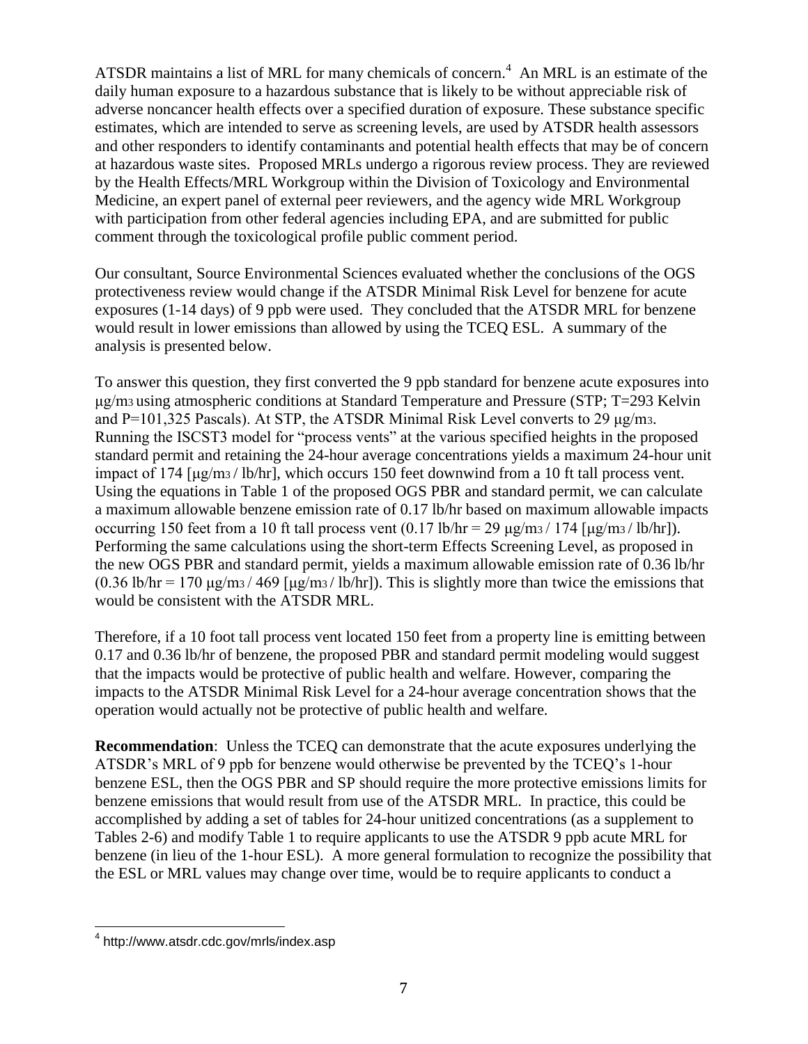ATSDR maintains a list of MRL for many chemicals of concern.[4] An MRL is an estimate of the daily human exposure to a hazardous substance that is likely to be without appreciable risk of adverse noncancer health effects over a specified duration of exposure. These substance specific estimates, which are intended to serve as screening levels, are used by ATSDR health assessors and other responders to identify contaminants and potential health effects that may be of concern at hazardous waste sites. Proposed MRLs undergo a rigorous review process. They are reviewed by the Health Effects/MRL Workgroup within the Division of Toxicology and Environmental Medicine, an expert panel of external peer reviewers, and the agency wide MRL Workgroup with participation from other federal agencies including EPA, and are submitted for public comment through the toxicological profile public comment period.

Our consultant, Source Environmental Sciences evaluated whether the conclusions of the OGS protectiveness review would change if the ATSDR Minimal Risk Level for benzene for acute exposures (1-14 days) of 9 ppb were used. They concluded that the ATSDR MRL for benzene would result in lower emissions than allowed by using the TCEQ ESL. A summary of the analysis is presented below.

To answer this question, they first converted the 9 ppb standard for benzene acute exposures into $\mu g/m^3$ using atmospheric conditions at Standard Temperature and Pressure (STP; T=293 Kelvin and P=101,325 Pascals). At STP, the ATSDR Minimal Risk Level converts to 29 $\mu g/m^3$. Running the ISCST3 model for "process vents" at the various specified heights in the proposed standard permit and retaining the 24-hour average concentrations yields a maximum 24-hour unit impact of 174 [$\mu g/m^3$ / lb/hr], which occurs 150 feet downwind from a 10 ft tall process vent. Using the equations in Table 1 of the proposed OGS PBR and standard permit, we can calculate a maximum allowable benzene emission rate of 0.17 lb/hr based on maximum allowable impacts occurring 150 feet from a 10 ft tall process vent (0.17 lb/hr = 29 $\mu g/m^3$ / 174 [$\mu g/m^3$ / lb/hr]). Performing the same calculations using the short-term Effects Screening Level, as proposed in the new OGS PBR and standard permit, yields a maximum allowable emission rate of 0.36 lb/hr (0.36 lb/hr = 170 $\mu g/m^3$ / 469 [$\mu g/m^3$ / lb/hr]). This is slightly more than twice the emissions that would be consistent with the ATSDR MRL.

Therefore, if a 10 foot tall process vent located 150 feet from a property line is emitting between 0.17 and 0.36 lb/hr of benzene, the proposed PBR and standard permit modeling would suggest that the impacts would be protective of public health and welfare. However, comparing the impacts to the ATSDR Minimal Risk Level for a 24-hour average concentration shows that the operation would actually not be protective of public health and welfare.

**Recommendation**: Unless the TCEQ can demonstrate that the acute exposures underlying the ATSDR's MRL of 9 ppb for benzene would otherwise be prevented by the TCEQ's 1-hour benzene ESL, then the OGS PBR and SP should require the more protective emissions limits for benzene emissions that would result from use of the ATSDR MRL. In practice, this could be accomplished by adding a set of tables for 24-hour unitized concentrations (as a supplement to Tables 2-6) and modify Table 1 to require applicants to use the ATSDR 9 ppb acute MRL for benzene (in lieu of the 1-hour ESL). A more general formulation to recognize the possibility that the ESL or MRL values may change over time, would be to require applicants to conduct a

[4] http://www.atsdr.cdc.gov/mrls/index.asp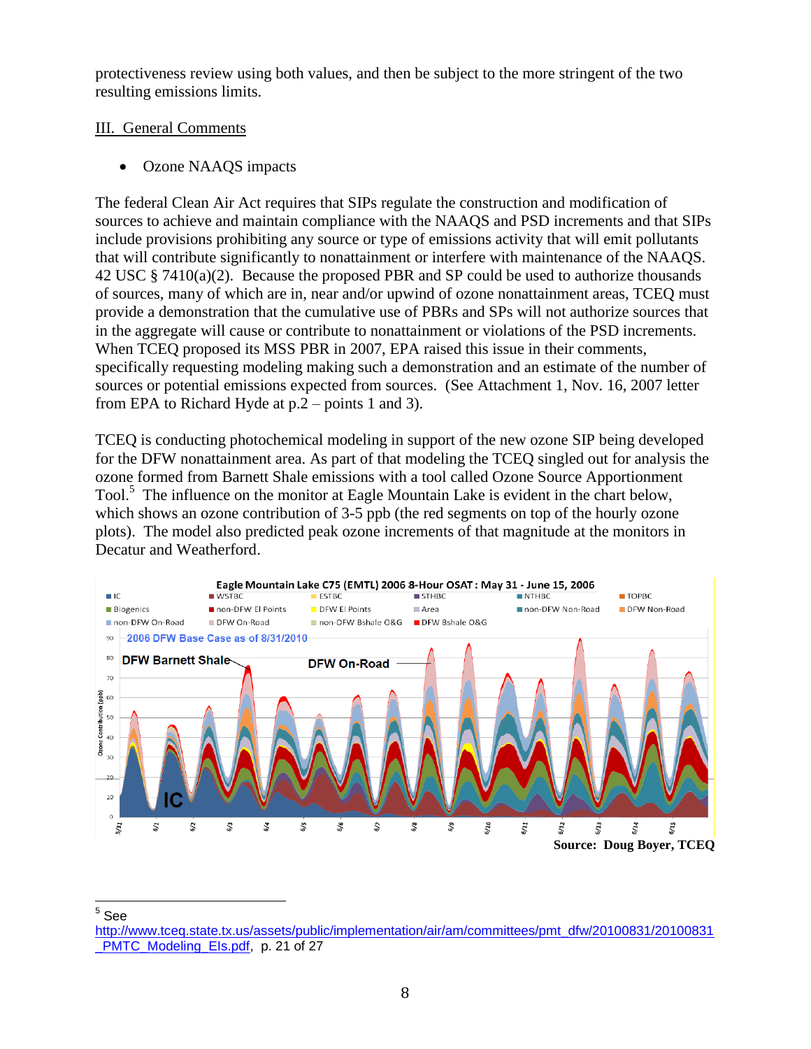protectiveness review using both values, and then be subject to the more stringent of the two resulting emissions limits.

## III. General Comments

- Ozone NAAQS impacts

The federal Clean Air Act requires that SIPs regulate the construction and modification of sources to achieve and maintain compliance with the NAAQS and PSD increments and that SIPs include provisions prohibiting any source or type of emissions activity that will emit pollutants that will contribute significantly to nonattainment or interfere with maintenance of the NAAQS. 42 USC § 7410(a)(2). Because the proposed PBR and SP could be used to authorize thousands of sources, many of which are in, near and/or upwind of ozone nonattainment areas, TCEQ must provide a demonstration that the cumulative use of PBRs and SPs will not authorize sources that in the aggregate will cause or contribute to nonattainment or violations of the PSD increments. When TCEQ proposed its MSS PBR in 2007, EPA raised this issue in their comments, specifically requesting modeling making such a demonstration and an estimate of the number of sources or potential emissions expected from sources. (See Attachment 1, Nov. 16, 2007 letter from EPA to Richard Hyde at p.2 – points 1 and 3).

TCEQ is conducting photochemical modeling in support of the new ozone SIP being developed for the DFW nonattainment area. As part of that modeling the TCEQ singled out for analysis the ozone formed from Barnett Shale emissions with a tool called Ozone Source Apportionment Tool.[5] The influence on the monitor at Eagle Mountain Lake is evident in the chart below, which shows an ozone contribution of 3-5 ppb (the red segments on top of the hourly ozone plots). The model also predicted peak ozone increments of that magnitude at the monitors in Decatur and Weatherford.

**Eagle Mountain Lake C75 (EMTL) 2006 8-Hour OSAT : May 31 - June 15, 2006**

2006 DFW Base Case as of 8/31/2010

**Source: Doug Boyer, TCEQ**

---

[5] See http://www.tceq.state.tx.us/assets/public/implementation/air/am/committees/pmt_dfw/20100831/20100831_PMTC_Modeling_EIs.pdf, p. 21 of 27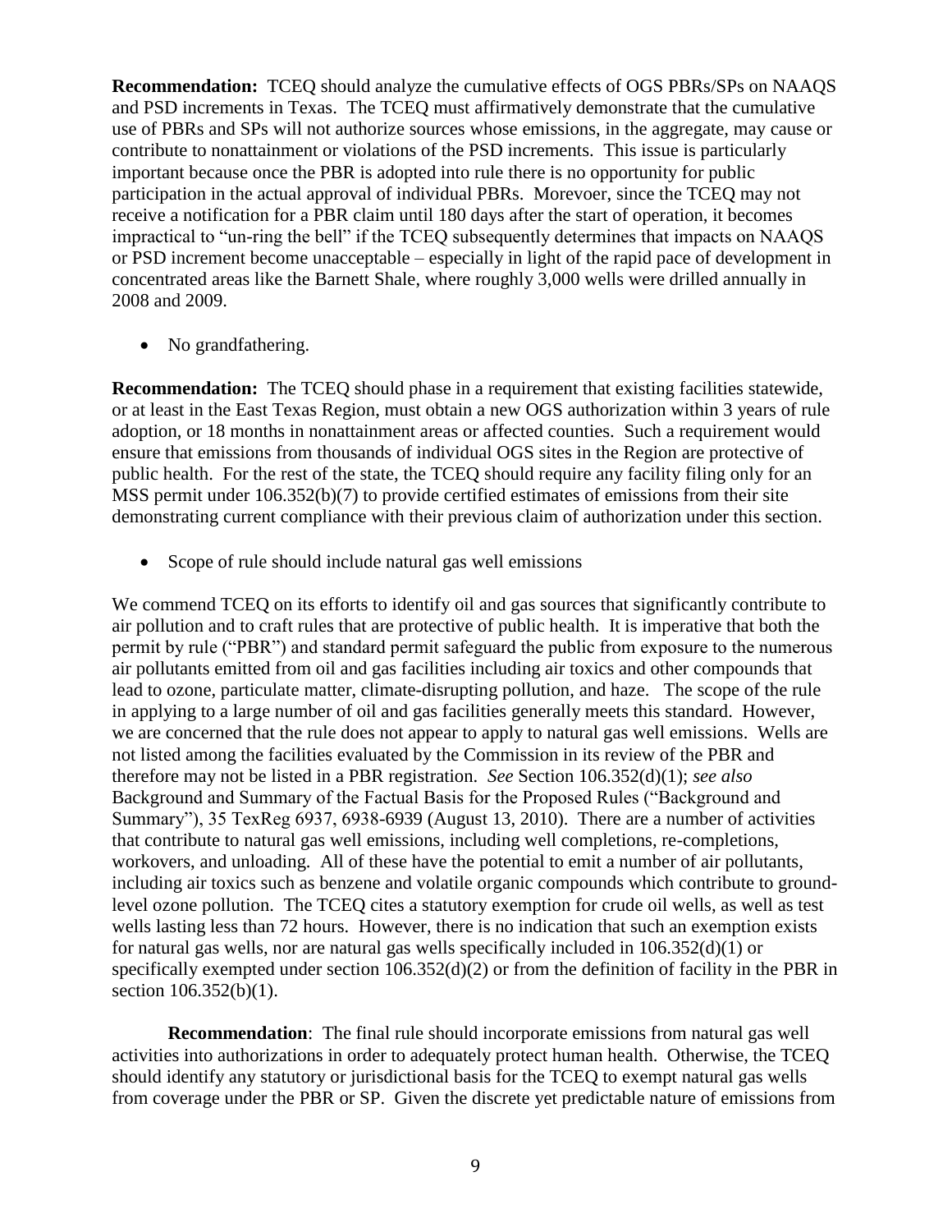**Recommendation:** TCEQ should analyze the cumulative effects of OGS PBRs/SPs on NAAQS and PSD increments in Texas. The TCEQ must affirmatively demonstrate that the cumulative use of PBRs and SPs will not authorize sources whose emissions, in the aggregate, may cause or contribute to nonattainment or violations of the PSD increments. This issue is particularly important because once the PBR is adopted into rule there is no opportunity for public participation in the actual approval of individual PBRs. Morevoer, since the TCEQ may not receive a notification for a PBR claim until 180 days after the start of operation, it becomes impractical to "un-ring the bell" if the TCEQ subsequently determines that impacts on NAAQS or PSD increment become unacceptable – especially in light of the rapid pace of development in concentrated areas like the Barnett Shale, where roughly 3,000 wells were drilled annually in 2008 and 2009.

- No grandfathering.

**Recommendation:** The TCEQ should phase in a requirement that existing facilities statewide, or at least in the East Texas Region, must obtain a new OGS authorization within 3 years of rule adoption, or 18 months in nonattainment areas or affected counties. Such a requirement would ensure that emissions from thousands of individual OGS sites in the Region are protective of public health. For the rest of the state, the TCEQ should require any facility filing only for an MSS permit under 106.352(b)(7) to provide certified estimates of emissions from their site demonstrating current compliance with their previous claim of authorization under this section.

- Scope of rule should include natural gas well emissions

We commend TCEQ on its efforts to identify oil and gas sources that significantly contribute to air pollution and to craft rules that are protective of public health. It is imperative that both the permit by rule ("PBR") and standard permit safeguard the public from exposure to the numerous air pollutants emitted from oil and gas facilities including air toxics and other compounds that lead to ozone, particulate matter, climate-disrupting pollution, and haze. The scope of the rule in applying to a large number of oil and gas facilities generally meets this standard. However, we are concerned that the rule does not appear to apply to natural gas well emissions. Wells are not listed among the facilities evaluated by the Commission in its review of the PBR and therefore may not be listed in a PBR registration. *See* Section 106.352(d)(1); *see also* Background and Summary of the Factual Basis for the Proposed Rules ("Background and Summary"), 35 TexReg 6937, 6938-6939 (August 13, 2010). There are a number of activities that contribute to natural gas well emissions, including well completions, re-completions, workovers, and unloading. All of these have the potential to emit a number of air pollutants, including air toxics such as benzene and volatile organic compounds which contribute to ground-level ozone pollution. The TCEQ cites a statutory exemption for crude oil wells, as well as test wells lasting less than 72 hours. However, there is no indication that such an exemption exists for natural gas wells, nor are natural gas wells specifically included in 106.352(d)(1) or specifically exempted under section 106.352(d)(2) or from the definition of facility in the PBR in section 106.352(b)(1).

**Recommendation**: The final rule should incorporate emissions from natural gas well activities into authorizations in order to adequately protect human health. Otherwise, the TCEQ should identify any statutory or jurisdictional basis for the TCEQ to exempt natural gas wells from coverage under the PBR or SP. Given the discrete yet predictable nature of emissions from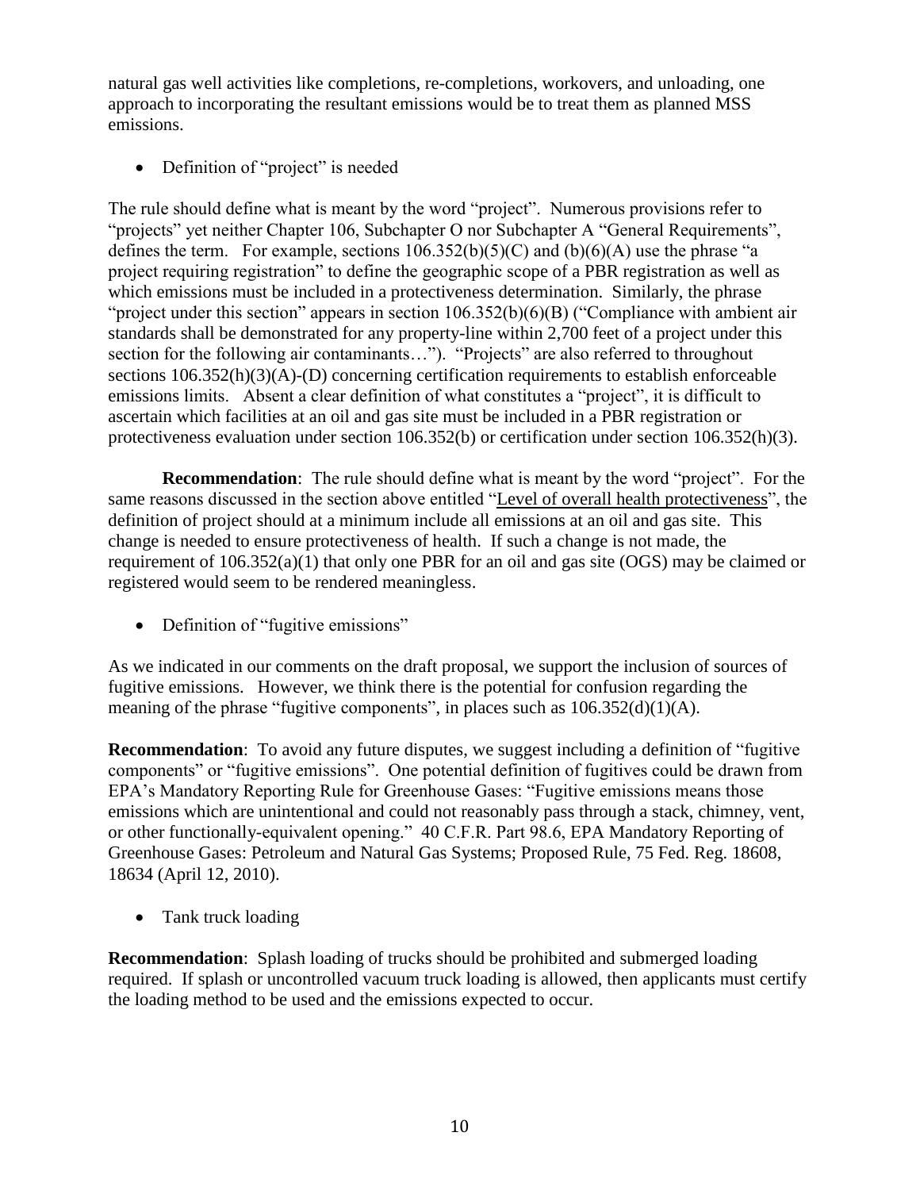natural gas well activities like completions, re-completions, workovers, and unloading, one approach to incorporating the resultant emissions would be to treat them as planned MSS emissions.

- Definition of "project" is needed

The rule should define what is meant by the word "project". Numerous provisions refer to "projects" yet neither Chapter 106, Subchapter O nor Subchapter A "General Requirements", defines the term. For example, sections 106.352(b)(5)(C) and (b)(6)(A) use the phrase "a project requiring registration" to define the geographic scope of a PBR registration as well as which emissions must be included in a protectiveness determination. Similarly, the phrase "project under this section" appears in section 106.352(b)(6)(B) ("Compliance with ambient air standards shall be demonstrated for any property-line within 2,700 feet of a project under this section for the following air contaminants…"). "Projects" are also referred to throughout sections 106.352(h)(3)(A)-(D) concerning certification requirements to establish enforceable emissions limits. Absent a clear definition of what constitutes a "project", it is difficult to ascertain which facilities at an oil and gas site must be included in a PBR registration or protectiveness evaluation under section 106.352(b) or certification under section 106.352(h)(3).

**Recommendation**: The rule should define what is meant by the word "project". For the same reasons discussed in the section above entitled "Level of overall health protectiveness", the definition of project should at a minimum include all emissions at an oil and gas site. This change is needed to ensure protectiveness of health. If such a change is not made, the requirement of 106.352(a)(1) that only one PBR for an oil and gas site (OGS) may be claimed or registered would seem to be rendered meaningless.

- Definition of "fugitive emissions"

As we indicated in our comments on the draft proposal, we support the inclusion of sources of fugitive emissions. However, we think there is the potential for confusion regarding the meaning of the phrase "fugitive components", in places such as 106.352(d)(1)(A).

**Recommendation**: To avoid any future disputes, we suggest including a definition of "fugitive components" or "fugitive emissions". One potential definition of fugitives could be drawn from EPA's Mandatory Reporting Rule for Greenhouse Gases: "Fugitive emissions means those emissions which are unintentional and could not reasonably pass through a stack, chimney, vent, or other functionally-equivalent opening." 40 C.F.R. Part 98.6, EPA Mandatory Reporting of Greenhouse Gases: Petroleum and Natural Gas Systems; Proposed Rule, 75 Fed. Reg. 18608, 18634 (April 12, 2010).

- Tank truck loading

**Recommendation**: Splash loading of trucks should be prohibited and submerged loading required. If splash or uncontrolled vacuum truck loading is allowed, then applicants must certify the loading method to be used and the emissions expected to occur.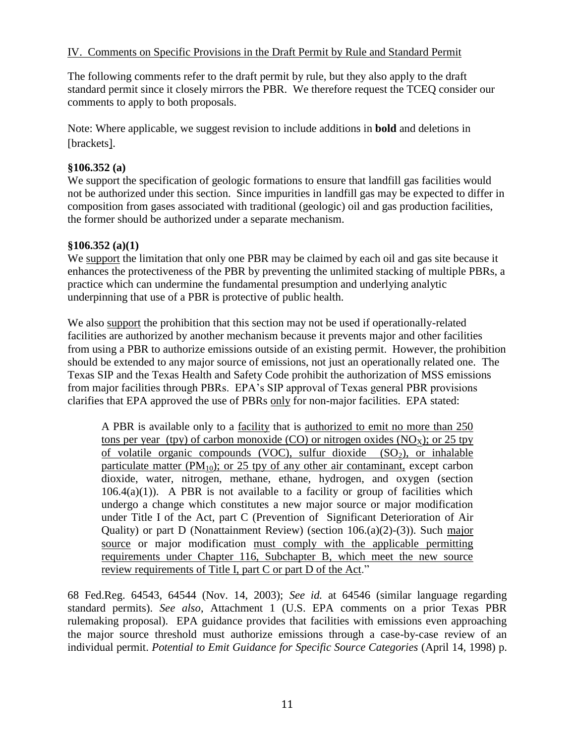IV. Comments on Specific Provisions in the Draft Permit by Rule and Standard Permit

The following comments refer to the draft permit by rule, but they also apply to the draft standard permit since it closely mirrors the PBR. We therefore request the TCEQ consider our comments to apply to both proposals.

Note: Where applicable, we suggest revision to include additions in **bold** and deletions in [brackets].

**§106.352 (a)**

We support the specification of geologic formations to ensure that landfill gas facilities would not be authorized under this section. Since impurities in landfill gas may be expected to differ in composition from gases associated with traditional (geologic) oil and gas production facilities, the former should be authorized under a separate mechanism.

**§106.352 (a)(1)**

We support the limitation that only one PBR may be claimed by each oil and gas site because it enhances the protectiveness of the PBR by preventing the unlimited stacking of multiple PBRs, a practice which can undermine the fundamental presumption and underlying analytic underpinning that use of a PBR is protective of public health.

We also support the prohibition that this section may not be used if operationally-related facilities are authorized by another mechanism because it prevents major and other facilities from using a PBR to authorize emissions outside of an existing permit. However, the prohibition should be extended to any major source of emissions, not just an operationally related one. The Texas SIP and the Texas Health and Safety Code prohibit the authorization of MSS emissions from major facilities through PBRs. EPA's SIP approval of Texas general PBR provisions clarifies that EPA approved the use of PBRs only for non-major facilities. EPA stated:

> A PBR is available only to a facility that is authorized to emit no more than 250 tons per year (tpy) of carbon monoxide (CO) or nitrogen oxides ($NO_X$); or 25 tpy of volatile organic compounds (VOC), sulfur dioxide ($SO_2$), or inhalable particulate matter ($PM_{10}$); or 25 tpy of any other air contaminant, except carbon dioxide, water, nitrogen, methane, ethane, hydrogen, and oxygen (section 106.4(a)(1)). A PBR is not available to a facility or group of facilities which undergo a change which constitutes a new major source or major modification under Title I of the Act, part C (Prevention of Significant Deterioration of Air Quality) or part D (Nonattainment Review) (section 106.(a)(2)-(3)). Such major source or major modification must comply with the applicable permitting requirements under Chapter 116, Subchapter B, which meet the new source review requirements of Title I, part C or part D of the Act."

68 Fed.Reg. 64543, 64544 (Nov. 14, 2003); *See id.* at 64546 (similar language regarding standard permits). *See also*, Attachment 1 (U.S. EPA comments on a prior Texas PBR rulemaking proposal). EPA guidance provides that facilities with emissions even approaching the major source threshold must authorize emissions through a case-by-case review of an individual permit. *Potential to Emit Guidance for Specific Source Categories* (April 14, 1998) p.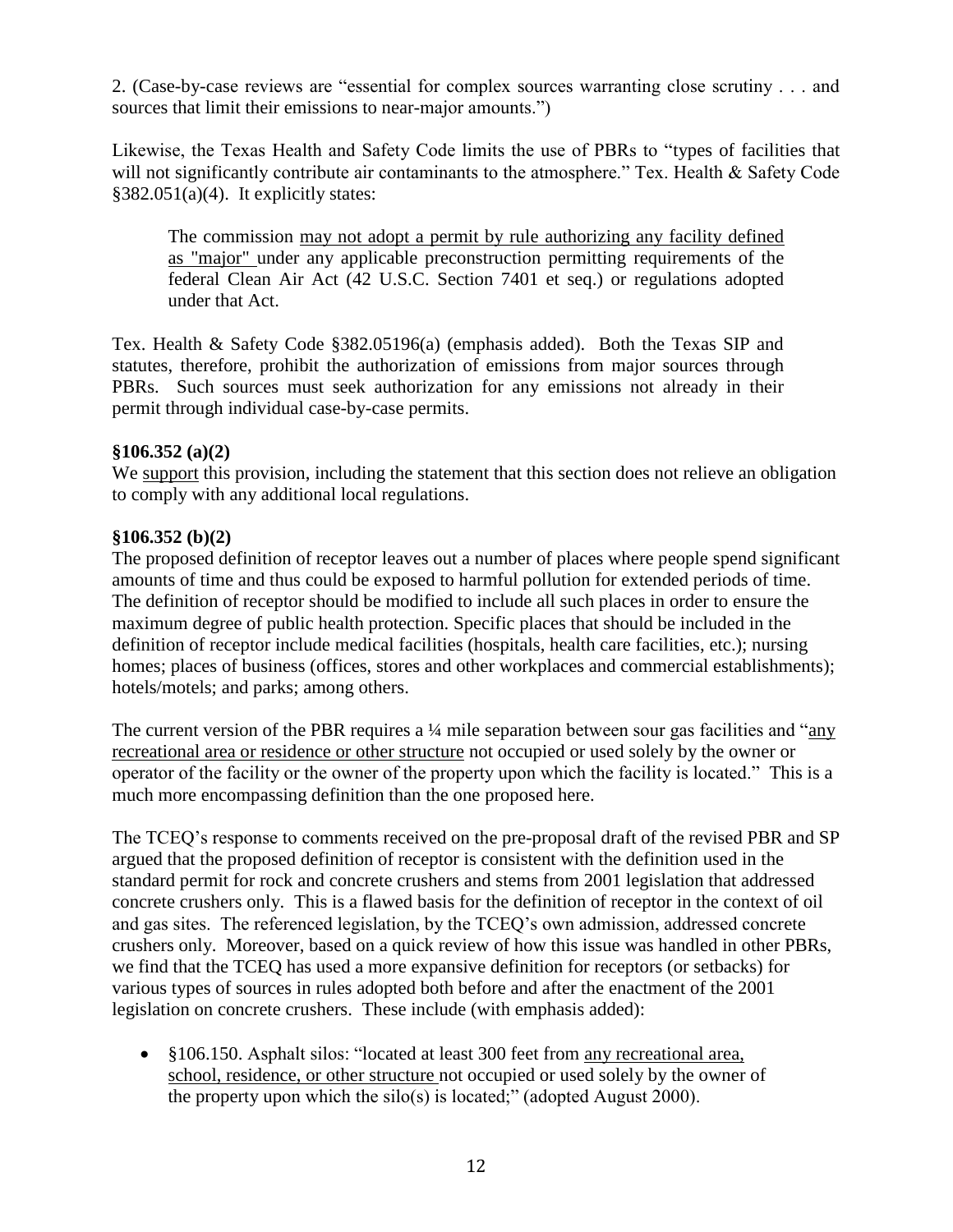2. (Case-by-case reviews are "essential for complex sources warranting close scrutiny . . . and sources that limit their emissions to near-major amounts.")

Likewise, the Texas Health and Safety Code limits the use of PBRs to "types of facilities that will not significantly contribute air contaminants to the atmosphere." Tex. Health & Safety Code §382.051(a)(4). It explicitly states:

> The commission may not adopt a permit by rule authorizing any facility defined as "major" under any applicable preconstruction permitting requirements of the federal Clean Air Act (42 U.S.C. Section 7401 et seq.) or regulations adopted under that Act.

Tex. Health & Safety Code §382.05196(a) (emphasis added). Both the Texas SIP and statutes, therefore, prohibit the authorization of emissions from major sources through PBRs. Such sources must seek authorization for any emissions not already in their permit through individual case-by-case permits.

**§106.352 (a)(2)**

We support this provision, including the statement that this section does not relieve an obligation to comply with any additional local regulations.

**§106.352 (b)(2)**

The proposed definition of receptor leaves out a number of places where people spend significant amounts of time and thus could be exposed to harmful pollution for extended periods of time. The definition of receptor should be modified to include all such places in order to ensure the maximum degree of public health protection. Specific places that should be included in the definition of receptor include medical facilities (hospitals, health care facilities, etc.); nursing homes; places of business (offices, stores and other workplaces and commercial establishments); hotels/motels; and parks; among others.

The current version of the PBR requires a ¼ mile separation between sour gas facilities and "any recreational area or residence or other structure not occupied or used solely by the owner or operator of the facility or the owner of the property upon which the facility is located." This is a much more encompassing definition than the one proposed here.

The TCEQ's response to comments received on the pre-proposal draft of the revised PBR and SP argued that the proposed definition of receptor is consistent with the definition used in the standard permit for rock and concrete crushers and stems from 2001 legislation that addressed concrete crushers only. This is a flawed basis for the definition of receptor in the context of oil and gas sites. The referenced legislation, by the TCEQ's own admission, addressed concrete crushers only. Moreover, based on a quick review of how this issue was handled in other PBRs, we find that the TCEQ has used a more expansive definition for receptors (or setbacks) for various types of sources in rules adopted both before and after the enactment of the 2001 legislation on concrete crushers. These include (with emphasis added):

- §106.150. Asphalt silos: "located at least 300 feet from any recreational area, school, residence, or other structure not occupied or used solely by the owner of the property upon which the silo(s) is located;" (adopted August 2000).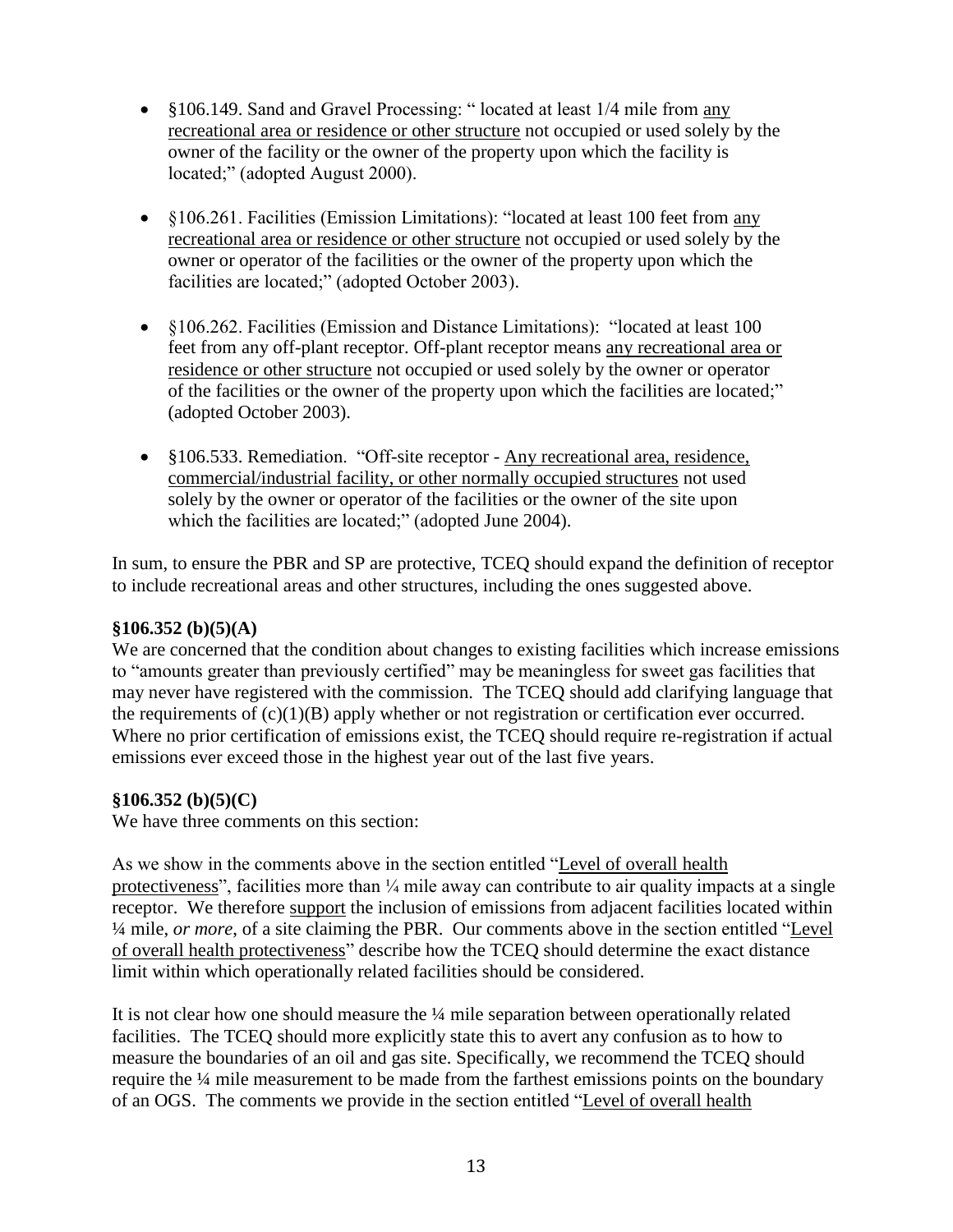- §106.149. Sand and Gravel Processing: " located at least 1/4 mile from <u>any recreational area or residence or other structure</u> not occupied or used solely by the owner of the facility or the owner of the property upon which the facility is located;" (adopted August 2000).

- §106.261. Facilities (Emission Limitations): "located at least 100 feet from <u>any recreational area or residence or other structure</u> not occupied or used solely by the owner or operator of the facilities or the owner of the property upon which the facilities are located;" (adopted October 2003).

- §106.262. Facilities (Emission and Distance Limitations): "located at least 100 feet from any off-plant receptor. Off-plant receptor means <u>any recreational area or residence or other structure</u> not occupied or used solely by the owner or operator of the facilities or the owner of the property upon which the facilities are located;" (adopted October 2003).

- §106.533. Remediation. "Off-site receptor - <u>Any recreational area, residence, commercial/industrial facility, or other normally occupied structures</u> not used solely by the owner or operator of the facilities or the owner of the site upon which the facilities are located;" (adopted June 2004).

In sum, to ensure the PBR and SP are protective, TCEQ should expand the definition of receptor to include recreational areas and other structures, including the ones suggested above.

**§106.352 (b)(5)(A)**

We are concerned that the condition about changes to existing facilities which increase emissions to "amounts greater than previously certified" may be meaningless for sweet gas facilities that may never have registered with the commission. The TCEQ should add clarifying language that the requirements of (c)(1)(B) apply whether or not registration or certification ever occurred. Where no prior certification of emissions exist, the TCEQ should require re-registration if actual emissions ever exceed those in the highest year out of the last five years.

**§106.352 (b)(5)(C)**

We have three comments on this section:

As we show in the comments above in the section entitled "<u>Level of overall health protectiveness</u>", facilities more than ¼ mile away can contribute to air quality impacts at a single receptor. We therefore <u>support</u> the inclusion of emissions from adjacent facilities located within ¼ mile, *or more*, of a site claiming the PBR. Our comments above in the section entitled "<u>Level of overall health protectiveness</u>" describe how the TCEQ should determine the exact distance limit within which operationally related facilities should be considered.

It is not clear how one should measure the ¼ mile separation between operationally related facilities. The TCEQ should more explicitly state this to avert any confusion as to how to measure the boundaries of an oil and gas site. Specifically, we recommend the TCEQ should require the ¼ mile measurement to be made from the farthest emissions points on the boundary of an OGS. The comments we provide in the section entitled "<u>Level of overall health</u>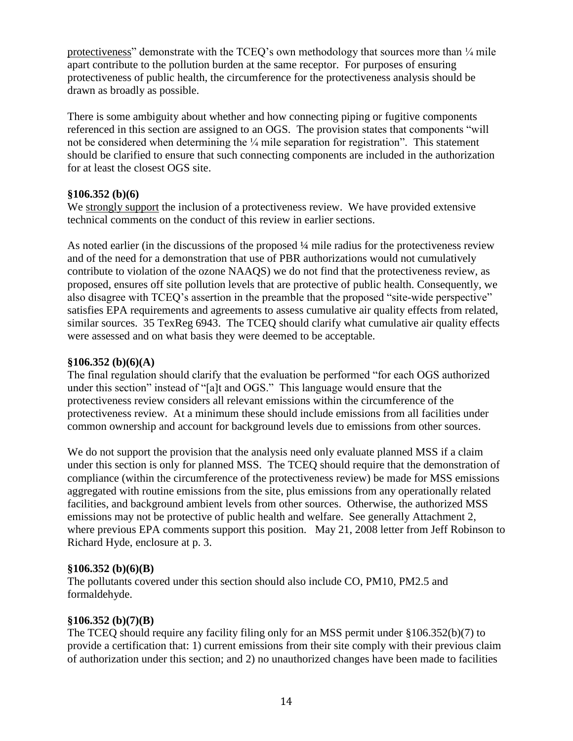protectiveness" demonstrate with the TCEQ's own methodology that sources more than ¼ mile apart contribute to the pollution burden at the same receptor. For purposes of ensuring protectiveness of public health, the circumference for the protectiveness analysis should be drawn as broadly as possible.

There is some ambiguity about whether and how connecting piping or fugitive components referenced in this section are assigned to an OGS. The provision states that components "will not be considered when determining the ¼ mile separation for registration". This statement should be clarified to ensure that such connecting components are included in the authorization for at least the closest OGS site.

**§106.352 (b)(6)**

We strongly support the inclusion of a protectiveness review. We have provided extensive technical comments on the conduct of this review in earlier sections.

As noted earlier (in the discussions of the proposed ¼ mile radius for the protectiveness review and of the need for a demonstration that use of PBR authorizations would not cumulatively contribute to violation of the ozone NAAQS) we do not find that the protectiveness review, as proposed, ensures off site pollution levels that are protective of public health. Consequently, we also disagree with TCEQ's assertion in the preamble that the proposed "site-wide perspective" satisfies EPA requirements and agreements to assess cumulative air quality effects from related, similar sources. 35 TexReg 6943. The TCEQ should clarify what cumulative air quality effects were assessed and on what basis they were deemed to be acceptable.

**§106.352 (b)(6)(A)**

The final regulation should clarify that the evaluation be performed "for each OGS authorized under this section" instead of "[a]t and OGS." This language would ensure that the protectiveness review considers all relevant emissions within the circumference of the protectiveness review. At a minimum these should include emissions from all facilities under common ownership and account for background levels due to emissions from other sources.

We do not support the provision that the analysis need only evaluate planned MSS if a claim under this section is only for planned MSS. The TCEQ should require that the demonstration of compliance (within the circumference of the protectiveness review) be made for MSS emissions aggregated with routine emissions from the site, plus emissions from any operationally related facilities, and background ambient levels from other sources. Otherwise, the authorized MSS emissions may not be protective of public health and welfare. See generally Attachment 2, where previous EPA comments support this position. May 21, 2008 letter from Jeff Robinson to Richard Hyde, enclosure at p. 3.

**§106.352 (b)(6)(B)**

The pollutants covered under this section should also include CO, PM10, PM2.5 and formaldehyde.

**§106.352 (b)(7)(B)**

The TCEQ should require any facility filing only for an MSS permit under §106.352(b)(7) to provide a certification that: 1) current emissions from their site comply with their previous claim of authorization under this section; and 2) no unauthorized changes have been made to facilities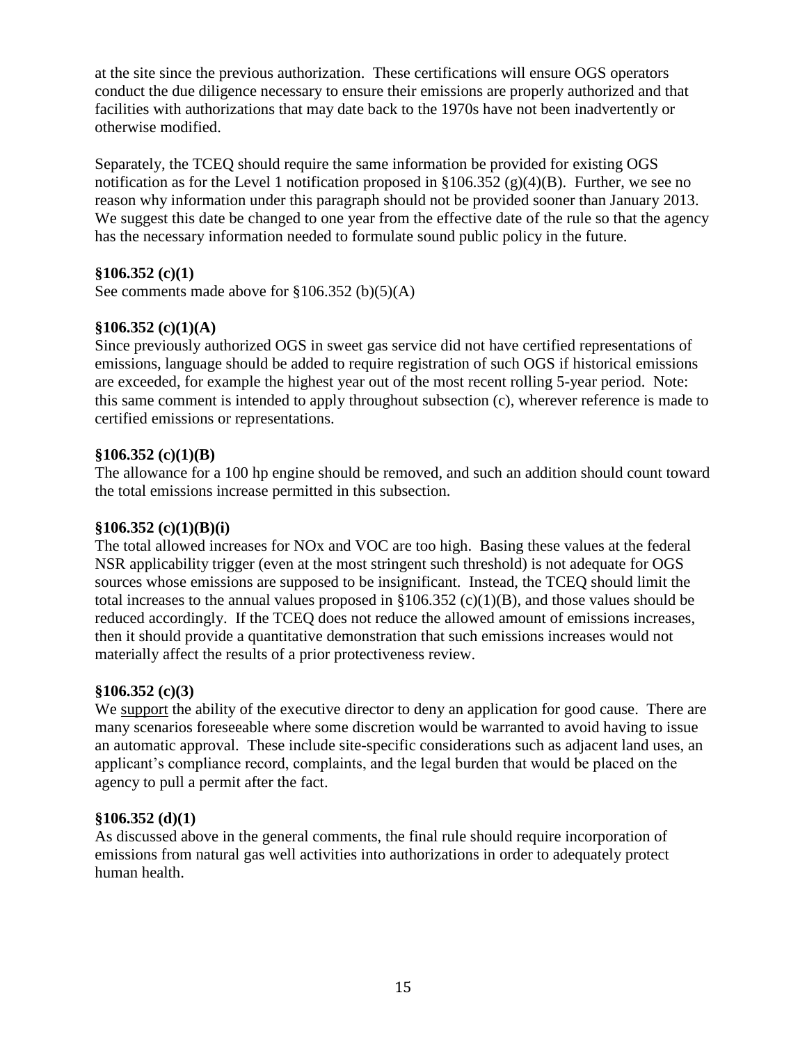at the site since the previous authorization. These certifications will ensure OGS operators conduct the due diligence necessary to ensure their emissions are properly authorized and that facilities with authorizations that may date back to the 1970s have not been inadvertently or otherwise modified.

Separately, the TCEQ should require the same information be provided for existing OGS notification as for the Level 1 notification proposed in §106.352 (g)(4)(B). Further, we see no reason why information under this paragraph should not be provided sooner than January 2013. We suggest this date be changed to one year from the effective date of the rule so that the agency has the necessary information needed to formulate sound public policy in the future.

**§106.352 (c)(1)**

See comments made above for §106.352 (b)(5)(A)

**§106.352 (c)(1)(A)**

Since previously authorized OGS in sweet gas service did not have certified representations of emissions, language should be added to require registration of such OGS if historical emissions are exceeded, for example the highest year out of the most recent rolling 5-year period. Note: this same comment is intended to apply throughout subsection (c), wherever reference is made to certified emissions or representations.

**§106.352 (c)(1)(B)**

The allowance for a 100 hp engine should be removed, and such an addition should count toward the total emissions increase permitted in this subsection.

**§106.352 (c)(1)(B)(i)**

The total allowed increases for NOx and VOC are too high. Basing these values at the federal NSR applicability trigger (even at the most stringent such threshold) is not adequate for OGS sources whose emissions are supposed to be insignificant. Instead, the TCEQ should limit the total increases to the annual values proposed in §106.352 (c)(1)(B), and those values should be reduced accordingly. If the TCEQ does not reduce the allowed amount of emissions increases, then it should provide a quantitative demonstration that such emissions increases would not materially affect the results of a prior protectiveness review.

**§106.352 (c)(3)**

We <u>support</u> the ability of the executive director to deny an application for good cause. There are many scenarios foreseeable where some discretion would be warranted to avoid having to issue an automatic approval. These include site-specific considerations such as adjacent land uses, an applicant's compliance record, complaints, and the legal burden that would be placed on the agency to pull a permit after the fact.

**§106.352 (d)(1)**

As discussed above in the general comments, the final rule should require incorporation of emissions from natural gas well activities into authorizations in order to adequately protect human health.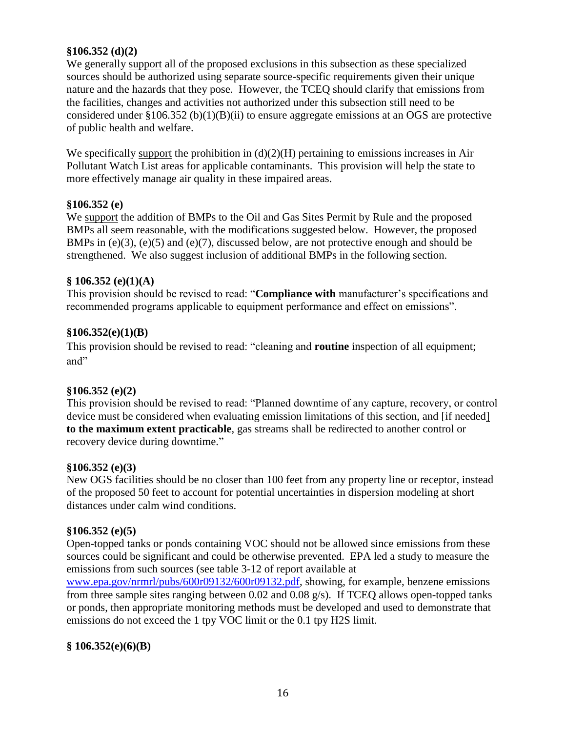### §106.352 (d)(2)

We generally <u>support</u> all of the proposed exclusions in this subsection as these specialized sources should be authorized using separate source-specific requirements given their unique nature and the hazards that they pose. However, the TCEQ should clarify that emissions from the facilities, changes and activities not authorized under this subsection still need to be considered under §106.352 (b)(1)(B)(ii) to ensure aggregate emissions at an OGS are protective of public health and welfare.

We specifically <u>support</u> the prohibition in (d)(2)(H) pertaining to emissions increases in Air Pollutant Watch List areas for applicable contaminants. This provision will help the state to more effectively manage air quality in these impaired areas.

### §106.352 (e)

We <u>support</u> the addition of BMPs to the Oil and Gas Sites Permit by Rule and the proposed BMPs all seem reasonable, with the modifications suggested below. However, the proposed BMPs in (e)(3), (e)(5) and (e)(7), discussed below, are not protective enough and should be strengthened. We also suggest inclusion of additional BMPs in the following section.

### § 106.352 (e)(1)(A)

This provision should be revised to read: "**Compliance with** manufacturer's specifications and recommended programs applicable to equipment performance and effect on emissions".

### §106.352(e)(1)(B)

This provision should be revised to read: "cleaning and **routine** inspection of all equipment; and"

### §106.352 (e)(2)

This provision should be revised to read: "Planned downtime of any capture, recovery, or control device must be considered when evaluating emission limitations of this section, and [if needed] **to the maximum extent practicable**, gas streams shall be redirected to another control or recovery device during downtime."

### §106.352 (e)(3)

New OGS facilities should be no closer than 100 feet from any property line or receptor, instead of the proposed 50 feet to account for potential uncertainties in dispersion modeling at short distances under calm wind conditions.

### §106.352 (e)(5)

Open-topped tanks or ponds containing VOC should not be allowed since emissions from these sources could be significant and could be otherwise prevented. EPA led a study to measure the emissions from such sources (see table 3-12 of report available at www.epa.gov/nrmrl/pubs/600r09132/600r09132.pdf, showing, for example, benzene emissions from three sample sites ranging between 0.02 and 0.08 g/s). If TCEQ allows open-topped tanks or ponds, then appropriate monitoring methods must be developed and used to demonstrate that emissions do not exceed the 1 tpy VOC limit or the 0.1 tpy $H_2S$ limit.

### § 106.352(e)(6)(B)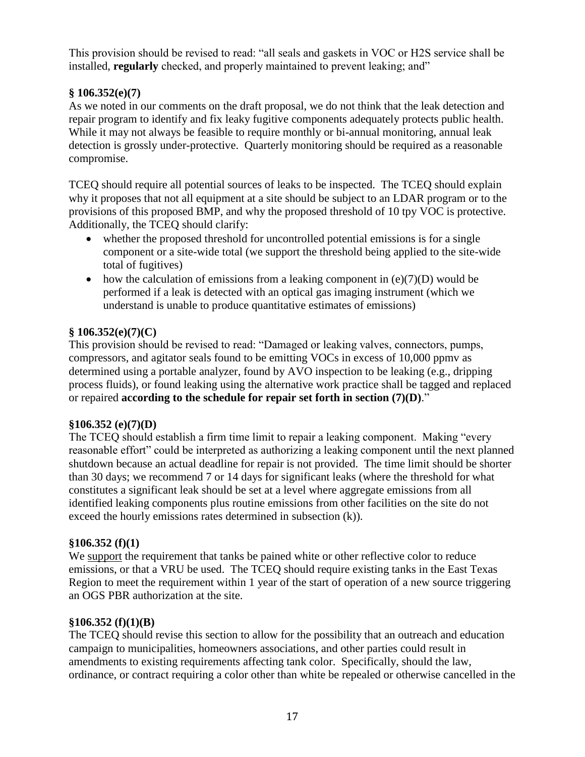This provision should be revised to read: "all seals and gaskets in VOC or H2S service shall be installed, **regularly** checked, and properly maintained to prevent leaking; and"

### § 106.352(e)(7)

As we noted in our comments on the draft proposal, we do not think that the leak detection and repair program to identify and fix leaky fugitive components adequately protects public health. While it may not always be feasible to require monthly or bi-annual monitoring, annual leak detection is grossly under-protective. Quarterly monitoring should be required as a reasonable compromise.

TCEQ should require all potential sources of leaks to be inspected. The TCEQ should explain why it proposes that not all equipment at a site should be subject to an LDAR program or to the provisions of this proposed BMP, and why the proposed threshold of 10 tpy VOC is protective. Additionally, the TCEQ should clarify:

- whether the proposed threshold for uncontrolled potential emissions is for a single component or a site-wide total (we support the threshold being applied to the site-wide total of fugitives)
- how the calculation of emissions from a leaking component in (e)(7)(D) would be performed if a leak is detected with an optical gas imaging instrument (which we understand is unable to produce quantitative estimates of emissions)

### § 106.352(e)(7)(C)

This provision should be revised to read: "Damaged or leaking valves, connectors, pumps, compressors, and agitator seals found to be emitting VOCs in excess of 10,000 ppmv as determined using a portable analyzer, found by AVO inspection to be leaking (e.g., dripping process fluids), or found leaking using the alternative work practice shall be tagged and replaced or repaired **according to the schedule for repair set forth in section (7)(D)**."

### §106.352 (e)(7)(D)

The TCEQ should establish a firm time limit to repair a leaking component. Making "every reasonable effort" could be interpreted as authorizing a leaking component until the next planned shutdown because an actual deadline for repair is not provided. The time limit should be shorter than 30 days; we recommend 7 or 14 days for significant leaks (where the threshold for what constitutes a significant leak should be set at a level where aggregate emissions from all identified leaking components plus routine emissions from other facilities on the site do not exceed the hourly emissions rates determined in subsection (k)).

### §106.352 (f)(1)

We <u>support</u> the requirement that tanks be pained white or other reflective color to reduce emissions, or that a VRU be used. The TCEQ should require existing tanks in the East Texas Region to meet the requirement within 1 year of the start of operation of a new source triggering an OGS PBR authorization at the site.

### §106.352 (f)(1)(B)

The TCEQ should revise this section to allow for the possibility that an outreach and education campaign to municipalities, homeowners associations, and other parties could result in amendments to existing requirements affecting tank color. Specifically, should the law, ordinance, or contract requiring a color other than white be repealed or otherwise cancelled in the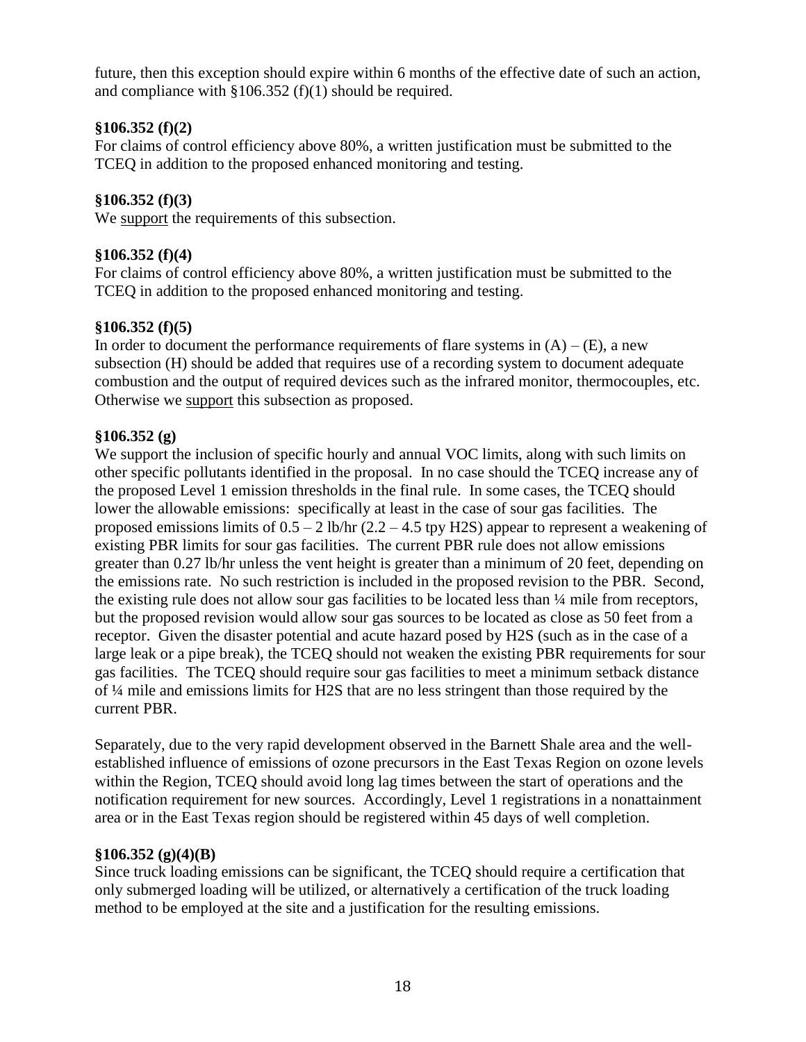future, then this exception should expire within 6 months of the effective date of such an action, and compliance with §106.352 (f)(1) should be required.

**§106.352 (f)(2)**

For claims of control efficiency above 80%, a written justification must be submitted to the TCEQ in addition to the proposed enhanced monitoring and testing.

**§106.352 (f)(3)**

We support the requirements of this subsection.

**§106.352 (f)(4)**

For claims of control efficiency above 80%, a written justification must be submitted to the TCEQ in addition to the proposed enhanced monitoring and testing.

**§106.352 (f)(5)**

In order to document the performance requirements of flare systems in (A) – (E), a new subsection (H) should be added that requires use of a recording system to document adequate combustion and the output of required devices such as the infrared monitor, thermocouples, etc. Otherwise we support this subsection as proposed.

**§106.352 (g)**

We support the inclusion of specific hourly and annual VOC limits, along with such limits on other specific pollutants identified in the proposal. In no case should the TCEQ increase any of the proposed Level 1 emission thresholds in the final rule. In some cases, the TCEQ should lower the allowable emissions: specifically at least in the case of sour gas facilities. The proposed emissions limits of 0.5 – 2 lb/hr (2.2 – 4.5 tpy $H_2S$) appear to represent a weakening of existing PBR limits for sour gas facilities. The current PBR rule does not allow emissions greater than 0.27 lb/hr unless the vent height is greater than a minimum of 20 feet, depending on the emissions rate. No such restriction is included in the proposed revision to the PBR. Second, the existing rule does not allow sour gas facilities to be located less than ¼ mile from receptors, but the proposed revision would allow sour gas sources to be located as close as 50 feet from a receptor. Given the disaster potential and acute hazard posed by $H_2S$ (such as in the case of a large leak or a pipe break), the TCEQ should not weaken the existing PBR requirements for sour gas facilities. The TCEQ should require sour gas facilities to meet a minimum setback distance of ¼ mile and emissions limits for $H_2S$ that are no less stringent than those required by the current PBR.

Separately, due to the very rapid development observed in the Barnett Shale area and the well-established influence of emissions of ozone precursors in the East Texas Region on ozone levels within the Region, TCEQ should avoid long lag times between the start of operations and the notification requirement for new sources. Accordingly, Level 1 registrations in a nonattainment area or in the East Texas region should be registered within 45 days of well completion.

**§106.352 (g)(4)(B)**

Since truck loading emissions can be significant, the TCEQ should require a certification that only submerged loading will be utilized, or alternatively a certification of the truck loading method to be employed at the site and a justification for the resulting emissions.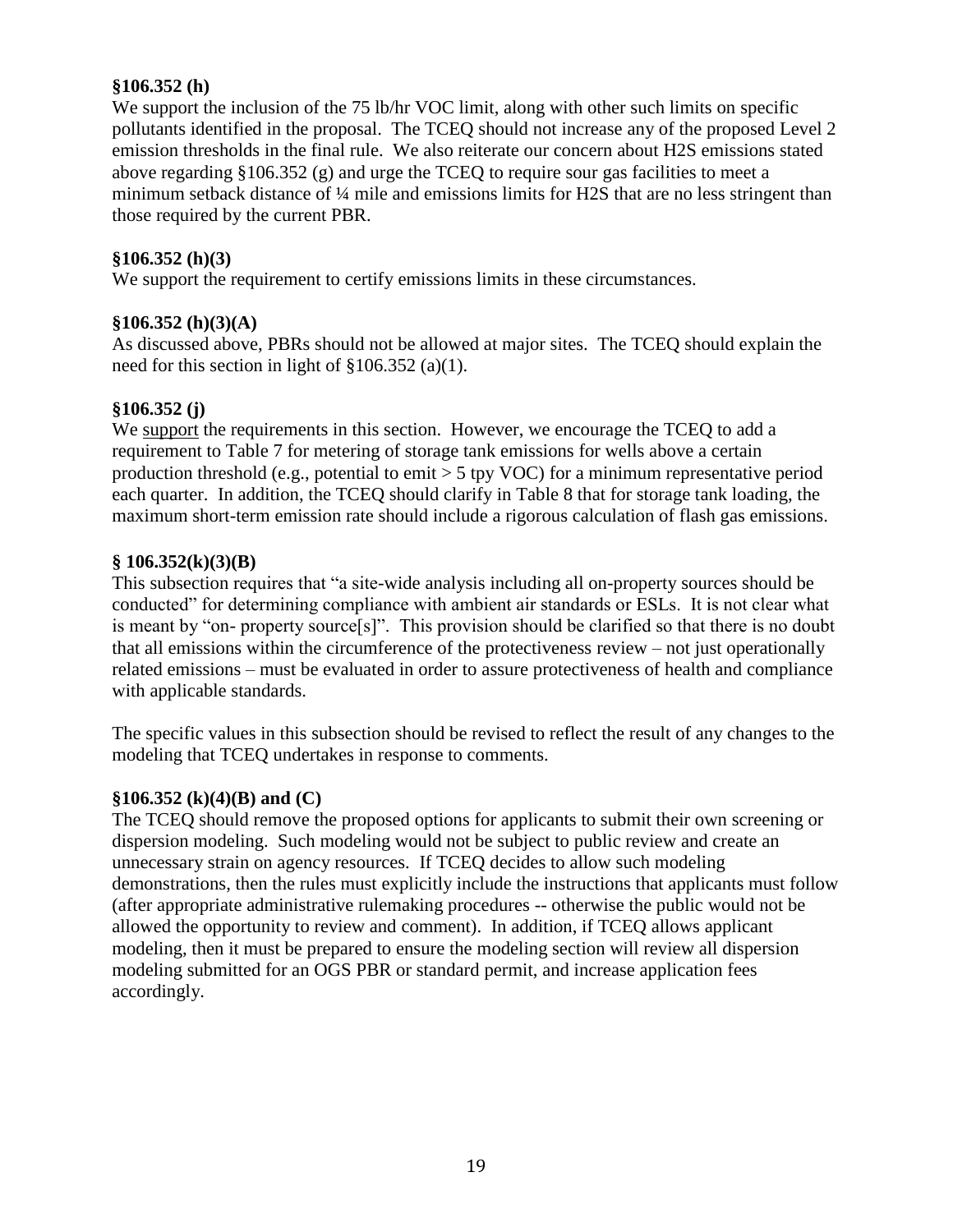**§106.352 (h)**

We support the inclusion of the 75 lb/hr VOC limit, along with other such limits on specific pollutants identified in the proposal. The TCEQ should not increase any of the proposed Level 2 emission thresholds in the final rule. We also reiterate our concern about $H_2S$ emissions stated above regarding §106.352 (g) and urge the TCEQ to require sour gas facilities to meet a minimum setback distance of ¼ mile and emissions limits for $H_2S$ that are no less stringent than those required by the current PBR.

**§106.352 (h)(3)**

We support the requirement to certify emissions limits in these circumstances.

**§106.352 (h)(3)(A)**

As discussed above, PBRs should not be allowed at major sites. The TCEQ should explain the need for this section in light of §106.352 (a)(1).

**§106.352 (j)**

We <u>support</u> the requirements in this section. However, we encourage the TCEQ to add a requirement to Table 7 for metering of storage tank emissions for wells above a certain production threshold (e.g., potential to emit > 5 tpy VOC) for a minimum representative period each quarter. In addition, the TCEQ should clarify in Table 8 that for storage tank loading, the maximum short-term emission rate should include a rigorous calculation of flash gas emissions.

**§ 106.352(k)(3)(B)**

This subsection requires that "a site-wide analysis including all on-property sources should be conducted" for determining compliance with ambient air standards or ESLs. It is not clear what is meant by "on- property source[s]". This provision should be clarified so that there is no doubt that all emissions within the circumference of the protectiveness review – not just operationally related emissions – must be evaluated in order to assure protectiveness of health and compliance with applicable standards.

The specific values in this subsection should be revised to reflect the result of any changes to the modeling that TCEQ undertakes in response to comments.

**§106.352 (k)(4)(B) and (C)**

The TCEQ should remove the proposed options for applicants to submit their own screening or dispersion modeling. Such modeling would not be subject to public review and create an unnecessary strain on agency resources. If TCEQ decides to allow such modeling demonstrations, then the rules must explicitly include the instructions that applicants must follow (after appropriate administrative rulemaking procedures -- otherwise the public would not be allowed the opportunity to review and comment). In addition, if TCEQ allows applicant modeling, then it must be prepared to ensure the modeling section will review all dispersion modeling submitted for an OGS PBR or standard permit, and increase application fees accordingly.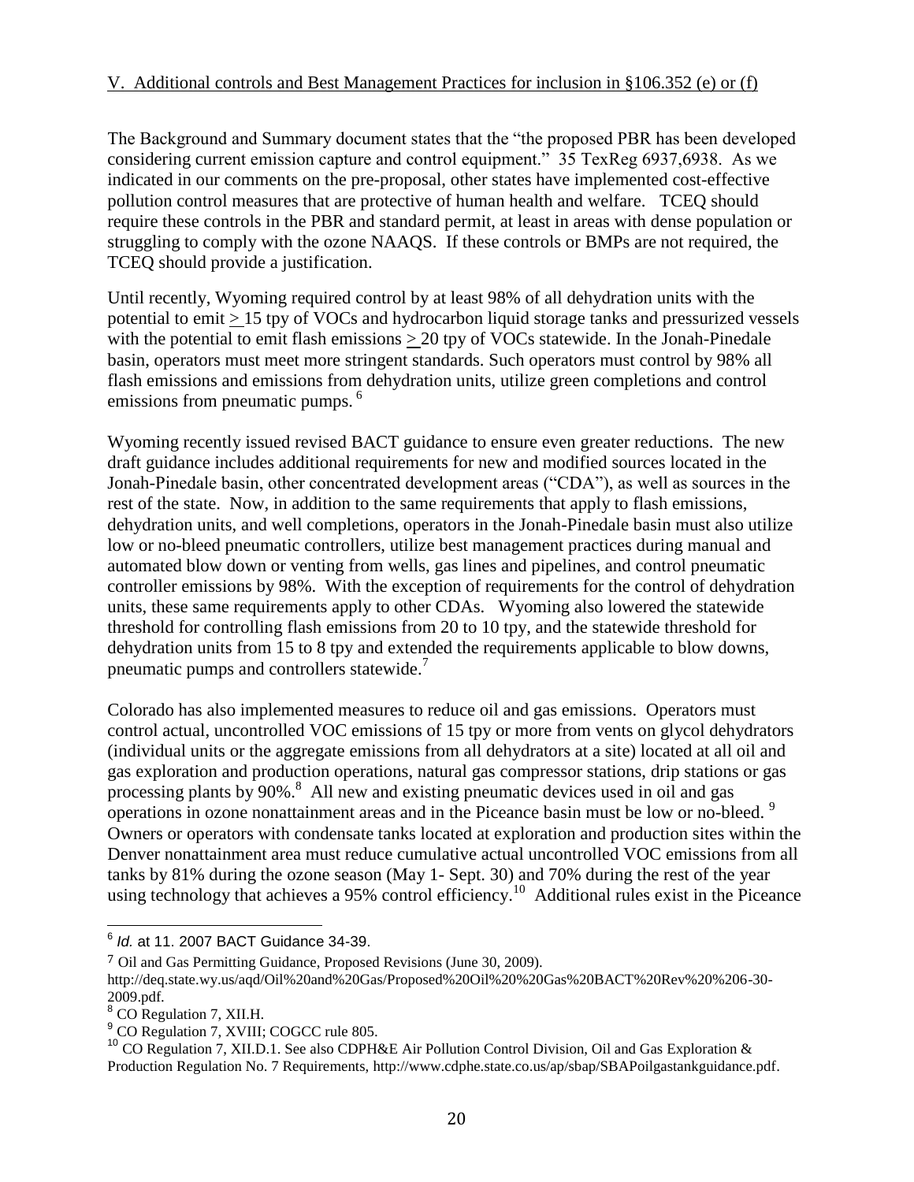V. Additional controls and Best Management Practices for inclusion in §106.352 (e) or (f)

The Background and Summary document states that the "the proposed PBR has been developed considering current emission capture and control equipment." 35 TexReg 6937,6938. As we indicated in our comments on the pre-proposal, other states have implemented cost-effective pollution control measures that are protective of human health and welfare. TCEQ should require these controls in the PBR and standard permit, at least in areas with dense population or struggling to comply with the ozone NAAQS. If these controls or BMPs are not required, the TCEQ should provide a justification.

Until recently, Wyoming required control by at least 98% of all dehydration units with the potential to emit $\geq$ 15 tpy of VOCs and hydrocarbon liquid storage tanks and pressurized vessels with the potential to emit flash emissions $\geq$ 20 tpy of VOCs statewide. In the Jonah-Pinedale basin, operators must meet more stringent standards. Such operators must control by 98% all flash emissions and emissions from dehydration units, utilize green completions and control emissions from pneumatic pumps. [6]

Wyoming recently issued revised BACT guidance to ensure even greater reductions. The new draft guidance includes additional requirements for new and modified sources located in the Jonah-Pinedale basin, other concentrated development areas ("CDA"), as well as sources in the rest of the state. Now, in addition to the same requirements that apply to flash emissions, dehydration units, and well completions, operators in the Jonah-Pinedale basin must also utilize low or no-bleed pneumatic controllers, utilize best management practices during manual and automated blow down or venting from wells, gas lines and pipelines, and control pneumatic controller emissions by 98%. With the exception of requirements for the control of dehydration units, these same requirements apply to other CDAs. Wyoming also lowered the statewide threshold for controlling flash emissions from 20 to 10 tpy, and the statewide threshold for dehydration units from 15 to 8 tpy and extended the requirements applicable to blow downs, pneumatic pumps and controllers statewide.[7]

Colorado has also implemented measures to reduce oil and gas emissions. Operators must control actual, uncontrolled VOC emissions of 15 tpy or more from vents on glycol dehydrators (individual units or the aggregate emissions from all dehydrators at a site) located at all oil and gas exploration and production operations, natural gas compressor stations, drip stations or gas processing plants by 90%.[8] All new and existing pneumatic devices used in oil and gas operations in ozone nonattainment areas and in the Piceance basin must be low or no-bleed. [9] Owners or operators with condensate tanks located at exploration and production sites within the Denver nonattainment area must reduce cumulative actual uncontrolled VOC emissions from all tanks by 81% during the ozone season (May 1- Sept. 30) and 70% during the rest of the year using technology that achieves a 95% control efficiency.[10] Additional rules exist in the Piceance

---

[6] *Id.* at 11. 2007 BACT Guidance 34-39.

[7] Oil and Gas Permitting Guidance, Proposed Revisions (June 30, 2009). http://deq.state.wy.us/aqd/Oil%20and%20Gas/Proposed%20Oil%20%20Gas%20BACT%20Rev%20%206-30-2009.pdf.

[8] CO Regulation 7, XII.H.

[9] CO Regulation 7, XVIII; COGCC rule 805.

[10] CO Regulation 7, XII.D.1. See also CDPH&E Air Pollution Control Division, Oil and Gas Exploration & Production Regulation No. 7 Requirements, http://www.cdphe.state.co.us/ap/sbap/SBAPoilgastankguidance.pdf.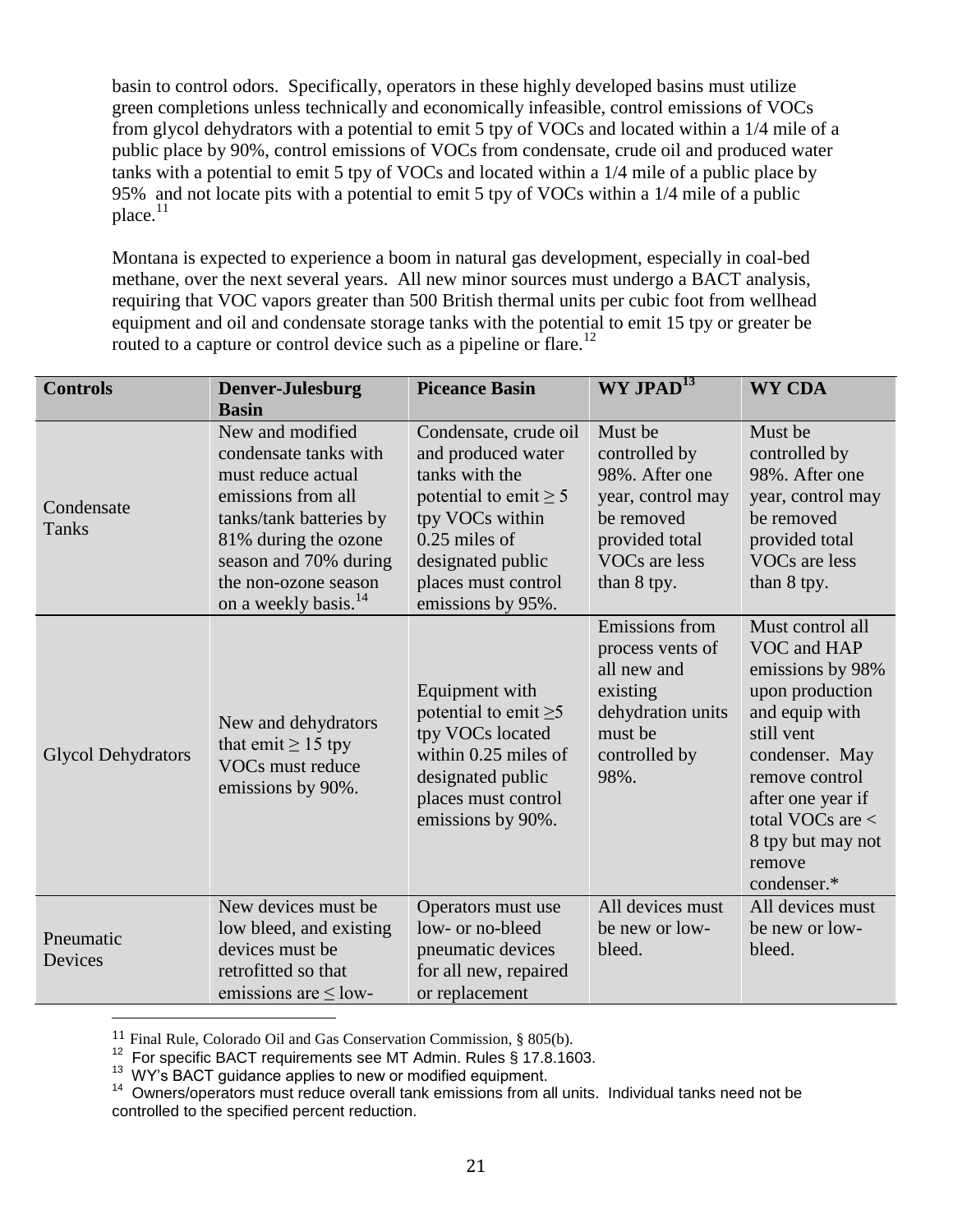basin to control odors. Specifically, operators in these highly developed basins must utilize green completions unless technically and economically infeasible, control emissions of VOCs from glycol dehydrators with a potential to emit 5 tpy of VOCs and located within a 1/4 mile of a public place by 90%, control emissions of VOCs from condensate, crude oil and produced water tanks with a potential to emit 5 tpy of VOCs and located within a 1/4 mile of a public place by 95% and not locate pits with a potential to emit 5 tpy of VOCs within a 1/4 mile of a public place.[11]

Montana is expected to experience a boom in natural gas development, especially in coal-bed methane, over the next several years. All new minor sources must undergo a BACT analysis, requiring that VOC vapors greater than 500 British thermal units per cubic foot from wellhead equipment and oil and condensate storage tanks with the potential to emit 15 tpy or greater be routed to a capture or control device such as a pipeline or flare.[12]

| Controls | Denver-Julesburg Basin | Piceance Basin | WY JPAD[13] | WY CDA |
|---|---|---|---|---|
| Condensate Tanks | New and modified condensate tanks with must reduce actual emissions from all tanks/tank batteries by 81% during the ozone season and 70% during the non-ozone season on a weekly basis.[14] | Condensate, crude oil and produced water tanks with the potential to emit ≥ 5 tpy VOCs within 0.25 miles of designated public places must control emissions by 95%. | Must be controlled by 98%. After one year, control may be removed provided total VOCs are less than 8 tpy. | Must be controlled by 98%. After one year, control may be removed provided total VOCs are less than 8 tpy. |
| Glycol Dehydrators | New and dehydrators that emit ≥ 15 tpy VOCs must reduce emissions by 90%. | Equipment with potential to emit ≥5 tpy VOCs located within 0.25 miles of designated public places must control emissions by 90%. | Emissions from process vents of all new and existing dehydration units must be controlled by 98%. | Must control all VOC and HAP emissions by 98% upon production and equip with still vent condenser. May remove control after one year if total VOCs are < 8 tpy but may not remove condenser.* |
| Pneumatic Devices | New devices must be low bleed, and existing devices must be retrofitted so that emissions are ≤ low- | Operators must use low- or no-bleed pneumatic devices for all new, repaired or replacement | All devices must be new or low-bleed. | All devices must be new or low-bleed. |

[11] Final Rule, Colorado Oil and Gas Conservation Commission, § 805(b).

[12] For specific BACT requirements see MT Admin. Rules § 17.8.1603.

[13] WY's BACT guidance applies to new or modified equipment.

[14] Owners/operators must reduce overall tank emissions from all units. Individual tanks need not be controlled to the specified percent reduction.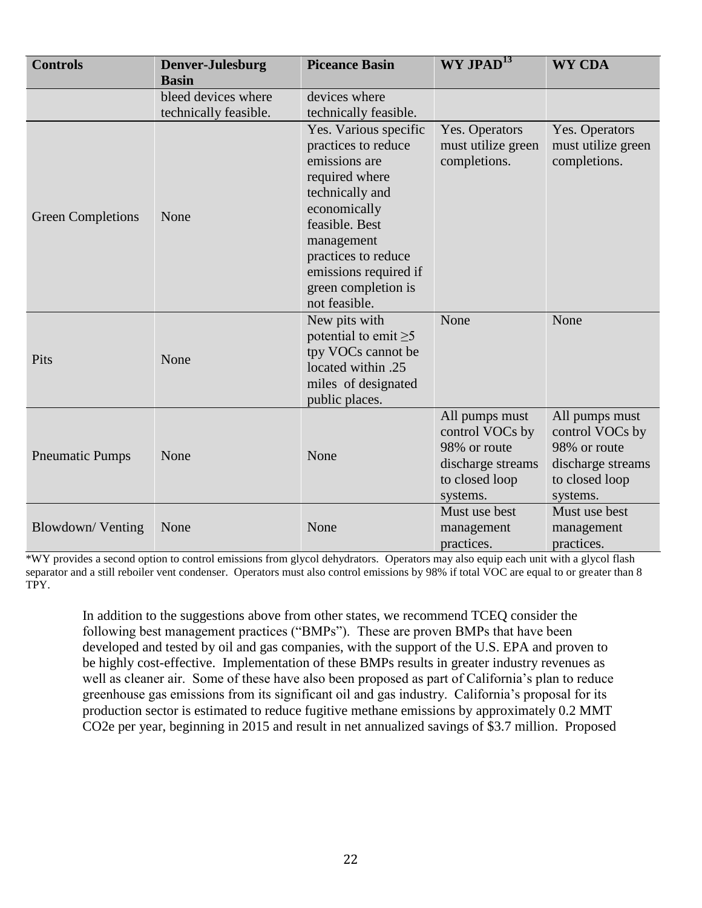| Controls | Denver-Julesburg Basin | Piceance Basin | WY JPAD[13] | WY CDA |
|---|---|---|---|---|
| | bleed devices where technically feasible. | devices where technically feasible. | | |
| Green Completions | None | Yes. Various specific practices to reduce emissions are required where technically and economically feasible. Best management practices to reduce emissions required if green completion is not feasible. | Yes. Operators must utilize green completions. | Yes. Operators must utilize green completions. |
| Pits | None | New pits with potential to emit ≥5 tpy VOCs cannot be located within .25 miles of designated public places. | None | None |
| Pneumatic Pumps | None | None | All pumps must control VOCs by 98% or route discharge streams to closed loop systems. | All pumps must control VOCs by 98% or route discharge streams to closed loop systems. |
| Blowdown/ Venting | None | None | Must use best management practices. | Must use best management practices. |

*WY provides a second option to control emissions from glycol dehydrators. Operators may also equip each unit with a glycol flash separator and a still reboiler vent condenser. Operators must also control emissions by 98% if total VOC are equal to or greater than 8 TPY.

In addition to the suggestions above from other states, we recommend TCEQ consider the following best management practices ("BMPs"). These are proven BMPs that have been developed and tested by oil and gas companies, with the support of the U.S. EPA and proven to be highly cost-effective. Implementation of these BMPs results in greater industry revenues as well as cleaner air. Some of these have also been proposed as part of California's plan to reduce greenhouse gas emissions from its significant oil and gas industry. California's proposal for its production sector is estimated to reduce fugitive methane emissions by approximately 0.2 MMT CO2e per year, beginning in 2015 and result in net annualized savings of $3.7 million. Proposed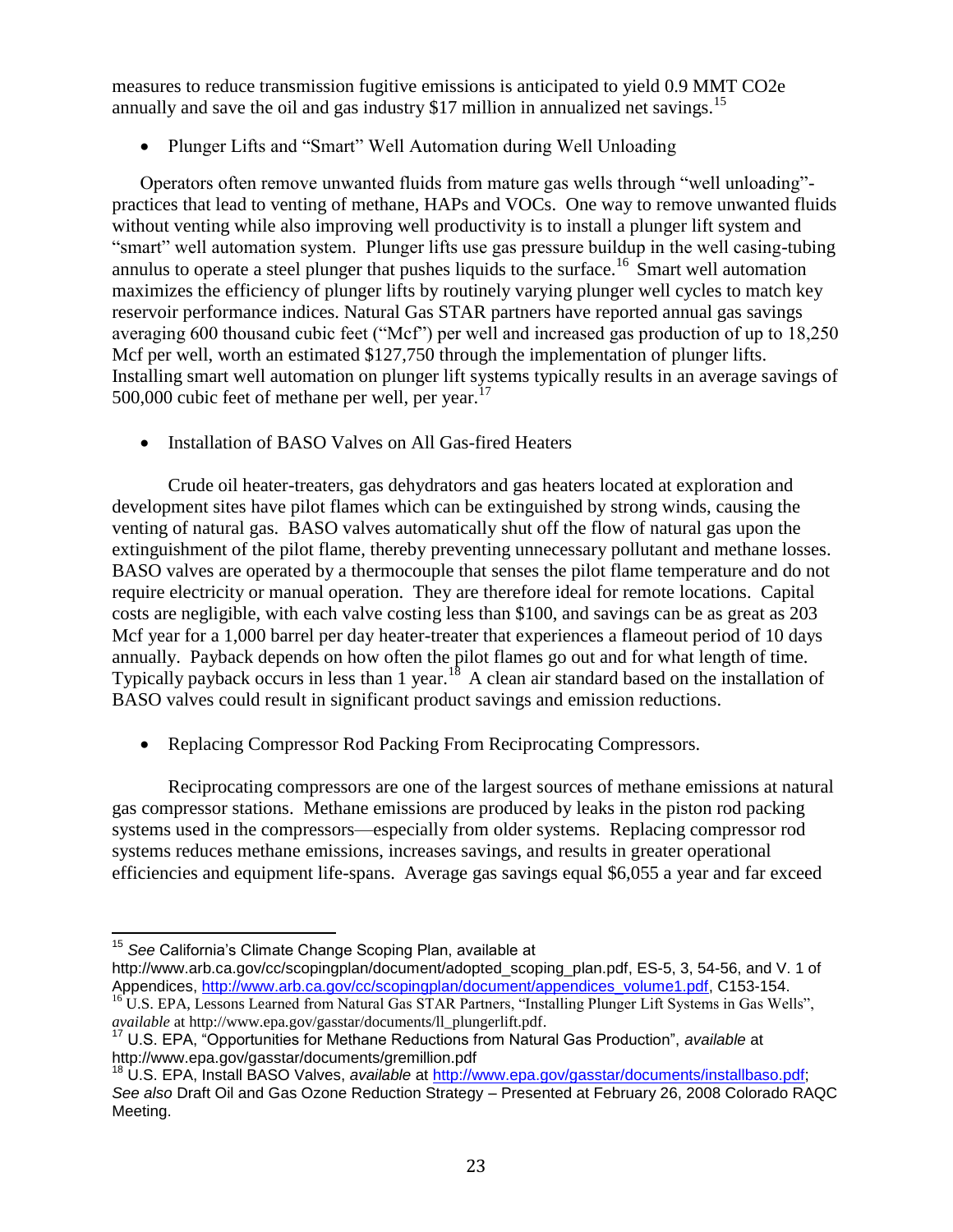measures to reduce transmission fugitive emissions is anticipated to yield 0.9 MMT CO2e annually and save the oil and gas industry $17 million in annualized net savings.[15]

- Plunger Lifts and "Smart" Well Automation during Well Unloading

Operators often remove unwanted fluids from mature gas wells through "well unloading"-practices that lead to venting of methane, HAPs and VOCs. One way to remove unwanted fluids without venting while also improving well productivity is to install a plunger lift system and "smart" well automation system. Plunger lifts use gas pressure buildup in the well casing-tubing annulus to operate a steel plunger that pushes liquids to the surface.[16] Smart well automation maximizes the efficiency of plunger lifts by routinely varying plunger well cycles to match key reservoir performance indices. Natural Gas STAR partners have reported annual gas savings averaging 600 thousand cubic feet ("Mcf") per well and increased gas production of up to 18,250 Mcf per well, worth an estimated $127,750 through the implementation of plunger lifts. Installing smart well automation on plunger lift systems typically results in an average savings of 500,000 cubic feet of methane per well, per year.[17]

- Installation of BASO Valves on All Gas-fired Heaters

Crude oil heater-treaters, gas dehydrators and gas heaters located at exploration and development sites have pilot flames which can be extinguished by strong winds, causing the venting of natural gas. BASO valves automatically shut off the flow of natural gas upon the extinguishment of the pilot flame, thereby preventing unnecessary pollutant and methane losses. BASO valves are operated by a thermocouple that senses the pilot flame temperature and do not require electricity or manual operation. They are therefore ideal for remote locations. Capital costs are negligible, with each valve costing less than $100, and savings can be as great as 203 Mcf year for a 1,000 barrel per day heater-treater that experiences a flameout period of 10 days annually. Payback depends on how often the pilot flames go out and for what length of time. Typically payback occurs in less than 1 year.[18] A clean air standard based on the installation of BASO valves could result in significant product savings and emission reductions.

- Replacing Compressor Rod Packing From Reciprocating Compressors.

Reciprocating compressors are one of the largest sources of methane emissions at natural gas compressor stations. Methane emissions are produced by leaks in the piston rod packing systems used in the compressors—especially from older systems. Replacing compressor rod systems reduces methane emissions, increases savings, and results in greater operational efficiencies and equipment life-spans. Average gas savings equal $6,055 a year and far exceed

---

[15] *See* California's Climate Change Scoping Plan, available at http://www.arb.ca.gov/cc/scopingplan/document/adopted_scoping_plan.pdf, ES-5, 3, 54-56, and V. 1 of Appendices, http://www.arb.ca.gov/cc/scopingplan/document/appendices_volume1.pdf, C153-154.

[16] U.S. EPA, Lessons Learned from Natural Gas STAR Partners, "Installing Plunger Lift Systems in Gas Wells", *available* at http://www.epa.gov/gasstar/documents/ll_plungerlift.pdf.

[17] U.S. EPA, "Opportunities for Methane Reductions from Natural Gas Production", *available* at http://www.epa.gov/gasstar/documents/gremillion.pdf

[18] U.S. EPA, Install BASO Valves, *available* at http://www.epa.gov/gasstar/documents/installbaso.pdf; *See also* Draft Oil and Gas Ozone Reduction Strategy – Presented at February 26, 2008 Colorado RAQC Meeting.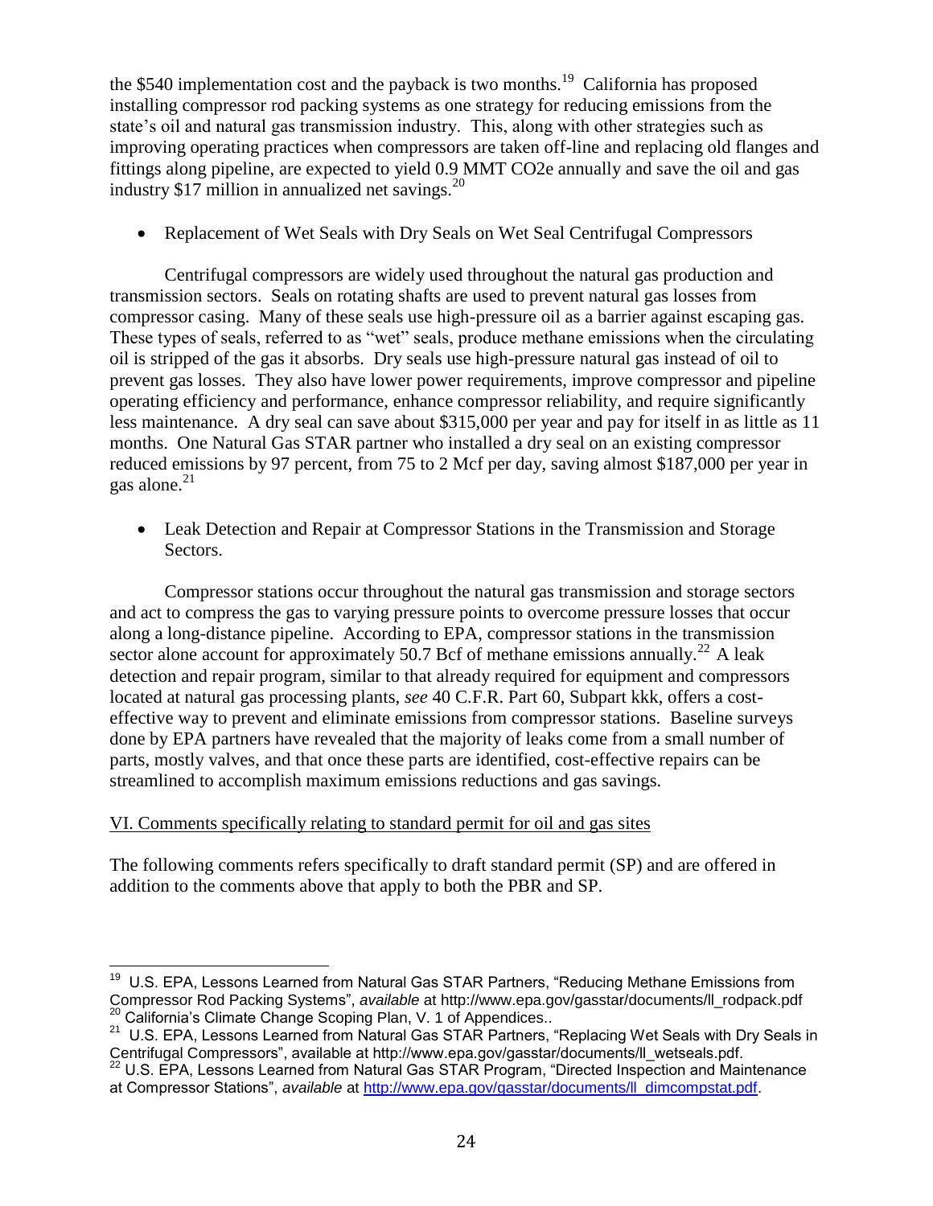the $540 implementation cost and the payback is two months.[19] California has proposed installing compressor rod packing systems as one strategy for reducing emissions from the state's oil and natural gas transmission industry. This, along with other strategies such as improving operating practices when compressors are taken off-line and replacing old flanges and fittings along pipeline, are expected to yield 0.9 MMT CO2e annually and save the oil and gas industry $17 million in annualized net savings.[20]

- Replacement of Wet Seals with Dry Seals on Wet Seal Centrifugal Compressors

Centrifugal compressors are widely used throughout the natural gas production and transmission sectors. Seals on rotating shafts are used to prevent natural gas losses from compressor casing. Many of these seals use high-pressure oil as a barrier against escaping gas. These types of seals, referred to as "wet" seals, produce methane emissions when the circulating oil is stripped of the gas it absorbs. Dry seals use high-pressure natural gas instead of oil to prevent gas losses. They also have lower power requirements, improve compressor and pipeline operating efficiency and performance, enhance compressor reliability, and require significantly less maintenance. A dry seal can save about $315,000 per year and pay for itself in as little as 11 months. One Natural Gas STAR partner who installed a dry seal on an existing compressor reduced emissions by 97 percent, from 75 to 2 Mcf per day, saving almost $187,000 per year in gas alone.[21]

- Leak Detection and Repair at Compressor Stations in the Transmission and Storage Sectors.

Compressor stations occur throughout the natural gas transmission and storage sectors and act to compress the gas to varying pressure points to overcome pressure losses that occur along a long-distance pipeline. According to EPA, compressor stations in the transmission sector alone account for approximately 50.7 Bcf of methane emissions annually.[22] A leak detection and repair program, similar to that already required for equipment and compressors located at natural gas processing plants, *see* 40 C.F.R. Part 60, Subpart kkk, offers a cost-effective way to prevent and eliminate emissions from compressor stations. Baseline surveys done by EPA partners have revealed that the majority of leaks come from a small number of parts, mostly valves, and that once these parts are identified, cost-effective repairs can be streamlined to accomplish maximum emissions reductions and gas savings.

## VI. Comments specifically relating to standard permit for oil and gas sites

The following comments refers specifically to draft standard permit (SP) and are offered in addition to the comments above that apply to both the PBR and SP.

---

[19] U.S. EPA, Lessons Learned from Natural Gas STAR Partners, "Reducing Methane Emissions from Compressor Rod Packing Systems", *available* at http://www.epa.gov/gasstar/documents/ll_rodpack.pdf

[20] California's Climate Change Scoping Plan, V. 1 of Appendices..

[21] U.S. EPA, Lessons Learned from Natural Gas STAR Partners, "Replacing Wet Seals with Dry Seals in Centrifugal Compressors", available at http://www.epa.gov/gasstar/documents/ll_wetseals.pdf.

[22] U.S. EPA, Lessons Learned from Natural Gas STAR Program, "Directed Inspection and Maintenance at Compressor Stations", *available* at http://www.epa.gov/gasstar/documents/ll_dimcompstat.pdf.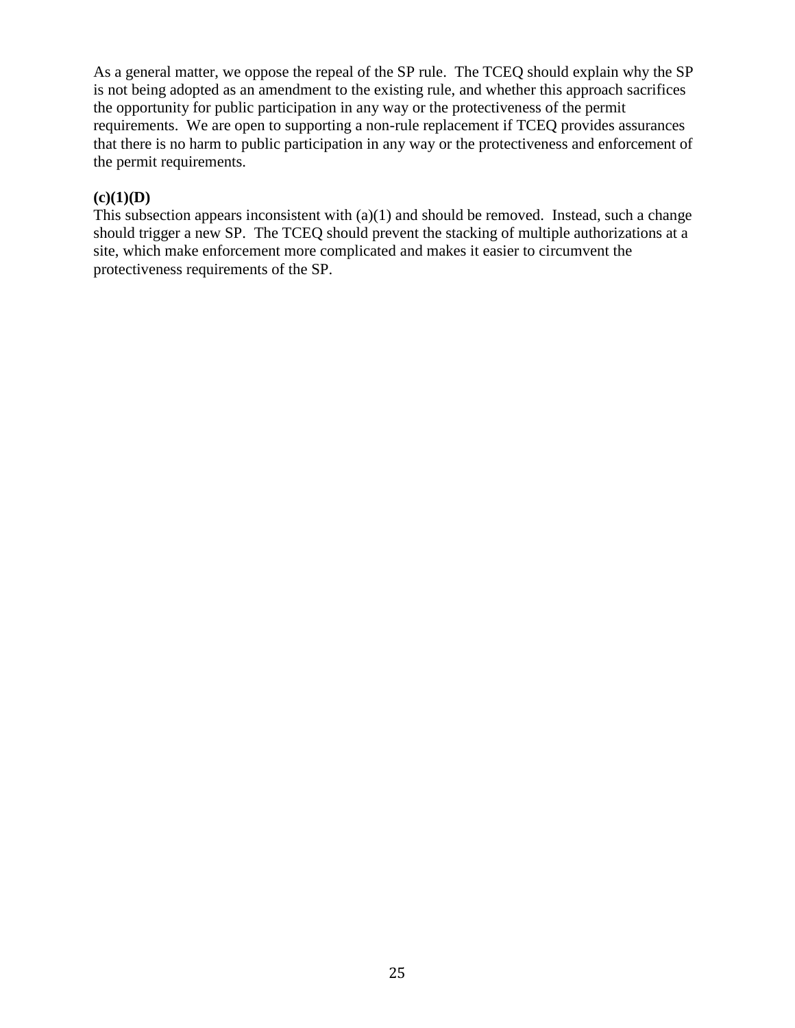As a general matter, we oppose the repeal of the SP rule. The TCEQ should explain why the SP is not being adopted as an amendment to the existing rule, and whether this approach sacrifices the opportunity for public participation in any way or the protectiveness of the permit requirements. We are open to supporting a non-rule replacement if TCEQ provides assurances that there is no harm to public participation in any way or the protectiveness and enforcement of the permit requirements.

**(c)(1)(D)**

This subsection appears inconsistent with (a)(1) and should be removed. Instead, such a change should trigger a new SP. The TCEQ should prevent the stacking of multiple authorizations at a site, which make enforcement more complicated and makes it easier to circumvent the protectiveness requirements of the SP.